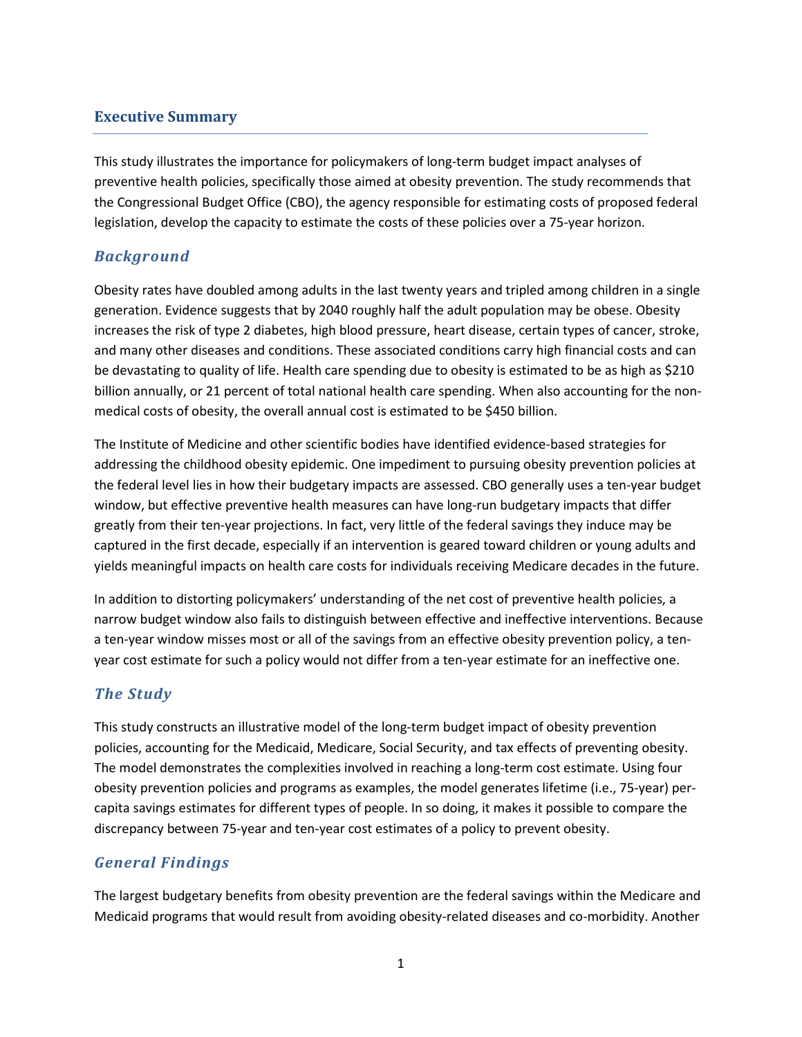## Executive Summary

This study illustrates the importance for policymakers of long-term budget impact analyses of preventive health policies, specifically those aimed at obesity prevention. The study recommends that the Congressional Budget Office (CBO), the agency responsible for estimating costs of proposed federal legislation, develop the capacity to estimate the costs of these policies over a 75-year horizon.

### *Background*

Obesity rates have doubled among adults in the last twenty years and tripled among children in a single generation. Evidence suggests that by 2040 roughly half the adult population may be obese. Obesity increases the risk of type 2 diabetes, high blood pressure, heart disease, certain types of cancer, stroke, and many other diseases and conditions. These associated conditions carry high financial costs and can be devastating to quality of life. Health care spending due to obesity is estimated to be as high as $210 billion annually, or 21 percent of total national health care spending. When also accounting for the non-medical costs of obesity, the overall annual cost is estimated to be $450 billion.

The Institute of Medicine and other scientific bodies have identified evidence-based strategies for addressing the childhood obesity epidemic. One impediment to pursuing obesity prevention policies at the federal level lies in how their budgetary impacts are assessed. CBO generally uses a ten-year budget window, but effective preventive health measures can have long-run budgetary impacts that differ greatly from their ten-year projections. In fact, very little of the federal savings they induce may be captured in the first decade, especially if an intervention is geared toward children or young adults and yields meaningful impacts on health care costs for individuals receiving Medicare decades in the future.

In addition to distorting policymakers' understanding of the net cost of preventive health policies, a narrow budget window also fails to distinguish between effective and ineffective interventions. Because a ten-year window misses most or all of the savings from an effective obesity prevention policy, a ten-year cost estimate for such a policy would not differ from a ten-year estimate for an ineffective one.

### *The Study*

This study constructs an illustrative model of the long-term budget impact of obesity prevention policies, accounting for the Medicaid, Medicare, Social Security, and tax effects of preventing obesity. The model demonstrates the complexities involved in reaching a long-term cost estimate. Using four obesity prevention policies and programs as examples, the model generates lifetime (i.e., 75-year) per-capita savings estimates for different types of people. In so doing, it makes it possible to compare the discrepancy between 75-year and ten-year cost estimates of a policy to prevent obesity.

### *General Findings*

The largest budgetary benefits from obesity prevention are the federal savings within the Medicare and Medicaid programs that would result from avoiding obesity-related diseases and co-morbidity. Another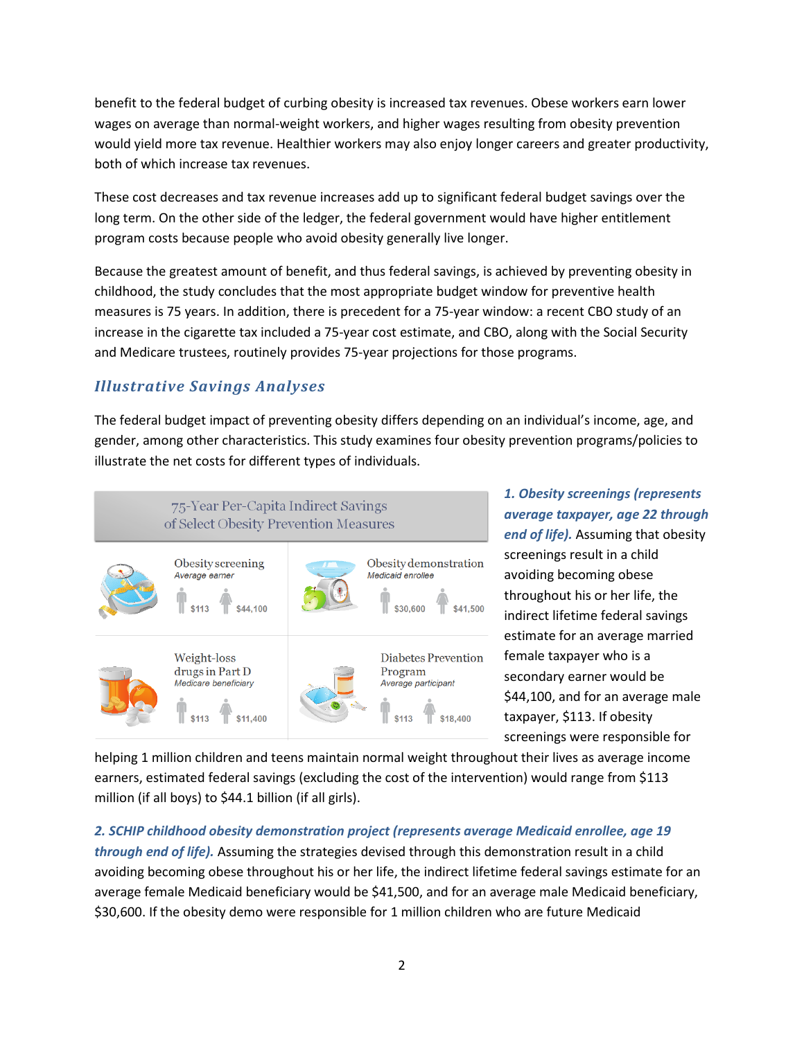benefit to the federal budget of curbing obesity is increased tax revenues. Obese workers earn lower wages on average than normal-weight workers, and higher wages resulting from obesity prevention would yield more tax revenue. Healthier workers may also enjoy longer careers and greater productivity, both of which increase tax revenues.

These cost decreases and tax revenue increases add up to significant federal budget savings over the long term. On the other side of the ledger, the federal government would have higher entitlement program costs because people who avoid obesity generally live longer.

Because the greatest amount of benefit, and thus federal savings, is achieved by preventing obesity in childhood, the study concludes that the most appropriate budget window for preventive health measures is 75 years. In addition, there is precedent for a 75-year window: a recent CBO study of an increase in the cigarette tax included a 75-year cost estimate, and CBO, along with the Social Security and Medicare trustees, routinely provides 75-year projections for those programs.

## *Illustrative Savings Analyses*

The federal budget impact of preventing obesity differs depending on an individual's income, age, and gender, among other characteristics. This study examines four obesity prevention programs/policies to illustrate the net costs for different types of individuals.

**75-Year Per-Capita Indirect Savings of Select Obesity Prevention Measures**

| Measure | Male | Female |
|---|---|---|
| Obesity screening (Average earner) | $113 | $44,100 |
| Obesity demonstration (Medicaid enrollee) | $30,600 | $41,500 |
| Weight-loss drugs in Part D (Medicare beneficiary) | $113 | $11,400 |
| Diabetes Prevention Program (Average participant) | $113 | $18,400 |

***1. Obesity screenings (represents average taxpayer, age 22 through end of life).*** Assuming that obesity screenings result in a child avoiding becoming obese throughout his or her life, the indirect lifetime federal savings estimate for an average married female taxpayer who is a secondary earner would be $44,100, and for an average male taxpayer, $113. If obesity screenings were responsible for helping 1 million children and teens maintain normal weight throughout their lives as average income earners, estimated federal savings (excluding the cost of the intervention) would range from $113 million (if all boys) to $44.1 billion (if all girls).

***2. SCHIP childhood obesity demonstration project (represents average Medicaid enrollee, age 19 through end of life).*** Assuming the strategies devised through this demonstration result in a child avoiding becoming obese throughout his or her life, the indirect lifetime federal savings estimate for an average female Medicaid beneficiary would be $41,500, and for an average male Medicaid beneficiary, $30,600. If the obesity demo were responsible for 1 million children who are future Medicaid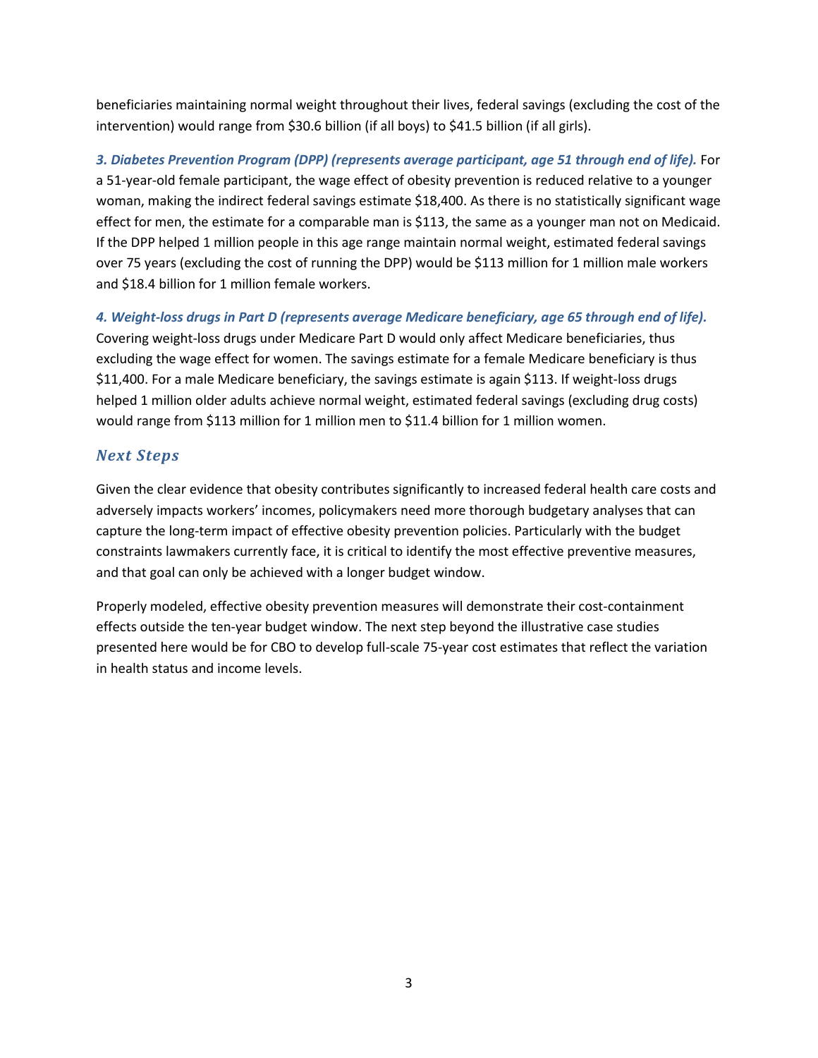beneficiaries maintaining normal weight throughout their lives, federal savings (excluding the cost of the intervention) would range from $30.6 billion (if all boys) to $41.5 billion (if all girls).

***3. Diabetes Prevention Program (DPP) (represents average participant, age 51 through end of life).*** For a 51-year-old female participant, the wage effect of obesity prevention is reduced relative to a younger woman, making the indirect federal savings estimate $18,400. As there is no statistically significant wage effect for men, the estimate for a comparable man is $113, the same as a younger man not on Medicaid. If the DPP helped 1 million people in this age range maintain normal weight, estimated federal savings over 75 years (excluding the cost of running the DPP) would be $113 million for 1 million male workers and $18.4 billion for 1 million female workers.

***4. Weight-loss drugs in Part D (represents average Medicare beneficiary, age 65 through end of life).*** Covering weight-loss drugs under Medicare Part D would only affect Medicare beneficiaries, thus excluding the wage effect for women. The savings estimate for a female Medicare beneficiary is thus $11,400. For a male Medicare beneficiary, the savings estimate is again $113. If weight-loss drugs helped 1 million older adults achieve normal weight, estimated federal savings (excluding drug costs) would range from $113 million for 1 million men to $11.4 billion for 1 million women.

## *Next Steps*

Given the clear evidence that obesity contributes significantly to increased federal health care costs and adversely impacts workers' incomes, policymakers need more thorough budgetary analyses that can capture the long-term impact of effective obesity prevention policies. Particularly with the budget constraints lawmakers currently face, it is critical to identify the most effective preventive measures, and that goal can only be achieved with a longer budget window.

Properly modeled, effective obesity prevention measures will demonstrate their cost-containment effects outside the ten-year budget window. The next step beyond the illustrative case studies presented here would be for CBO to develop full-scale 75-year cost estimates that reflect the variation in health status and income levels.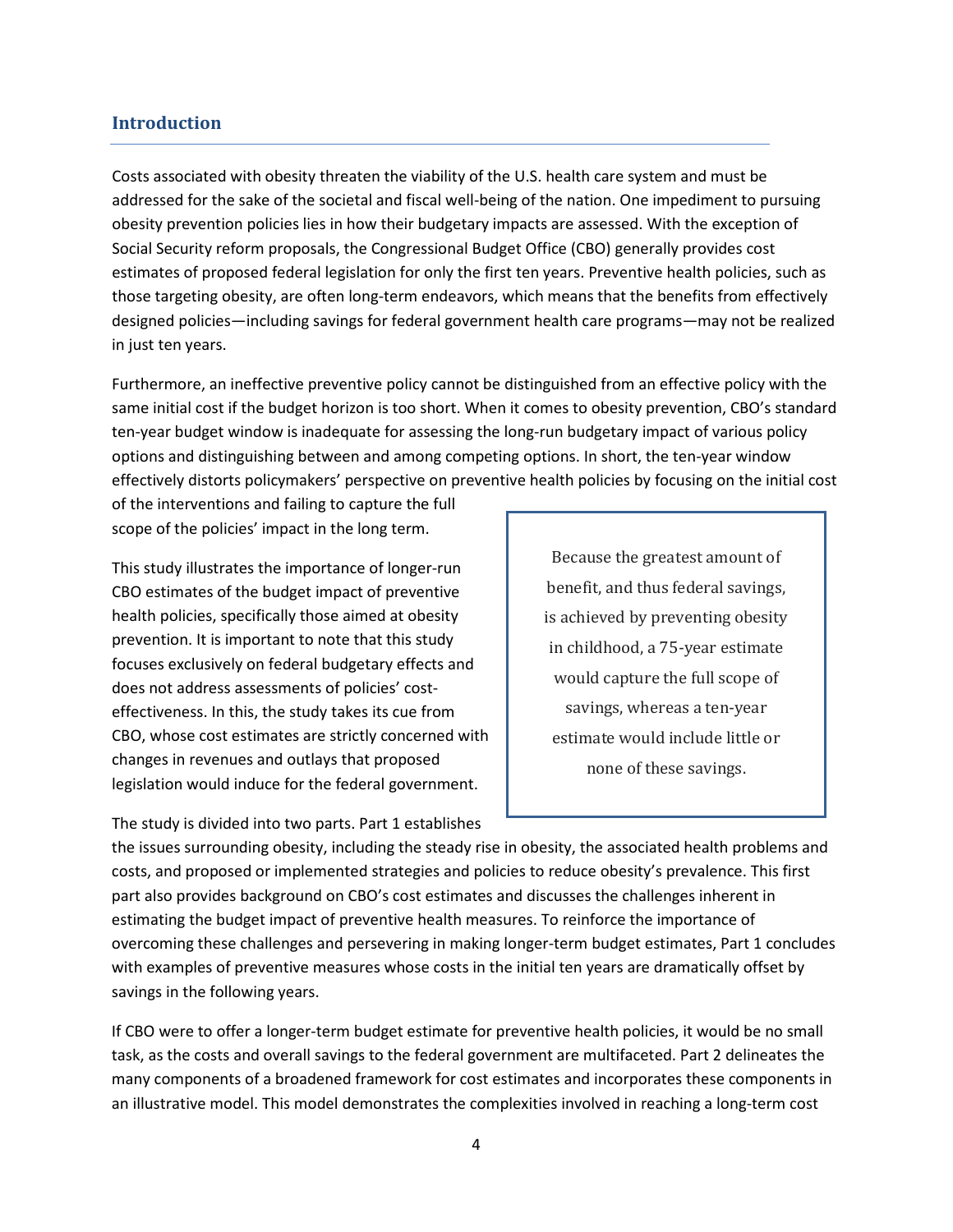## Introduction

Costs associated with obesity threaten the viability of the U.S. health care system and must be addressed for the sake of the societal and fiscal well-being of the nation. One impediment to pursuing obesity prevention policies lies in how their budgetary impacts are assessed. With the exception of Social Security reform proposals, the Congressional Budget Office (CBO) generally provides cost estimates of proposed federal legislation for only the first ten years. Preventive health policies, such as those targeting obesity, are often long-term endeavors, which means that the benefits from effectively designed policies—including savings for federal government health care programs—may not be realized in just ten years.

Furthermore, an ineffective preventive policy cannot be distinguished from an effective policy with the same initial cost if the budget horizon is too short. When it comes to obesity prevention, CBO's standard ten-year budget window is inadequate for assessing the long-run budgetary impact of various policy options and distinguishing between and among competing options. In short, the ten-year window effectively distorts policymakers' perspective on preventive health policies by focusing on the initial cost of the interventions and failing to capture the full scope of the policies' impact in the long term.

This study illustrates the importance of longer-run CBO estimates of the budget impact of preventive health policies, specifically those aimed at obesity prevention. It is important to note that this study focuses exclusively on federal budgetary effects and does not address assessments of policies' cost-effectiveness. In this, the study takes its cue from CBO, whose cost estimates are strictly concerned with changes in revenues and outlays that proposed legislation would induce for the federal government.

> Because the greatest amount of benefit, and thus federal savings, is achieved by preventing obesity in childhood, a 75-year estimate would capture the full scope of savings, whereas a ten-year estimate would include little or none of these savings.

The study is divided into two parts. Part 1 establishes the issues surrounding obesity, including the steady rise in obesity, the associated health problems and costs, and proposed or implemented strategies and policies to reduce obesity's prevalence. This first part also provides background on CBO's cost estimates and discusses the challenges inherent in estimating the budget impact of preventive health measures. To reinforce the importance of overcoming these challenges and persevering in making longer-term budget estimates, Part 1 concludes with examples of preventive measures whose costs in the initial ten years are dramatically offset by savings in the following years.

If CBO were to offer a longer-term budget estimate for preventive health policies, it would be no small task, as the costs and overall savings to the federal government are multifaceted. Part 2 delineates the many components of a broadened framework for cost estimates and incorporates these components in an illustrative model. This model demonstrates the complexities involved in reaching a long-term cost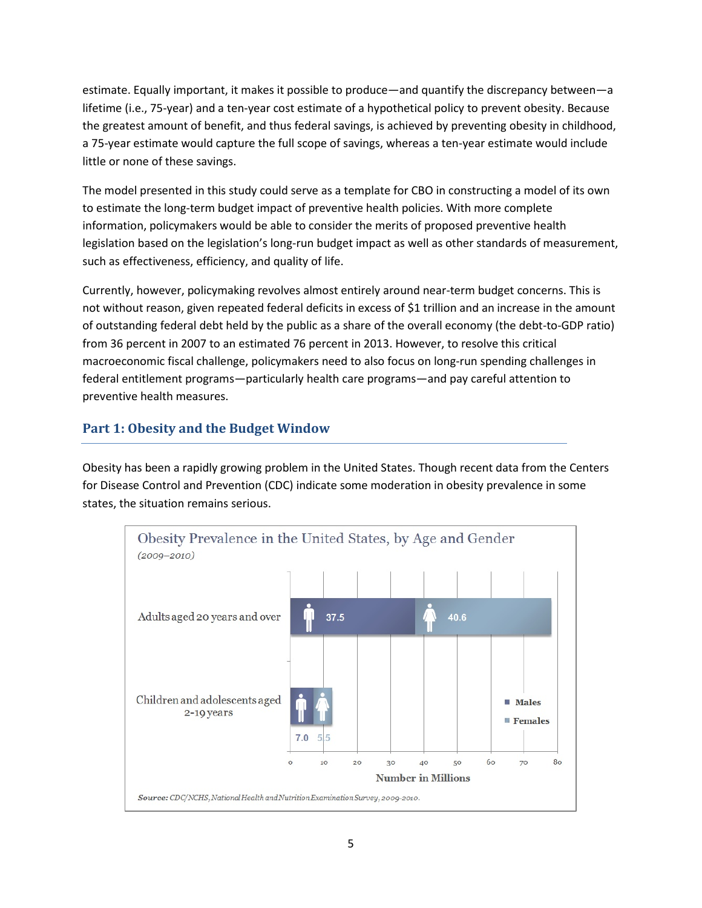estimate. Equally important, it makes it possible to produce—and quantify the discrepancy between—a lifetime (i.e., 75-year) and a ten-year cost estimate of a hypothetical policy to prevent obesity. Because the greatest amount of benefit, and thus federal savings, is achieved by preventing obesity in childhood, a 75-year estimate would capture the full scope of savings, whereas a ten-year estimate would include little or none of these savings.

The model presented in this study could serve as a template for CBO in constructing a model of its own to estimate the long-term budget impact of preventive health policies. With more complete information, policymakers would be able to consider the merits of proposed preventive health legislation based on the legislation's long-run budget impact as well as other standards of measurement, such as effectiveness, efficiency, and quality of life.

Currently, however, policymaking revolves almost entirely around near-term budget concerns. This is not without reason, given repeated federal deficits in excess of $1 trillion and an increase in the amount of outstanding federal debt held by the public as a share of the overall economy (the debt-to-GDP ratio) from 36 percent in 2007 to an estimated 76 percent in 2013. However, to resolve this critical macroeconomic fiscal challenge, policymakers need to also focus on long-run spending challenges in federal entitlement programs—particularly health care programs—and pay careful attention to preventive health measures.

## Part 1: Obesity and the Budget Window

Obesity has been a rapidly growing problem in the United States. Though recent data from the Centers for Disease Control and Prevention (CDC) indicate some moderation in obesity prevalence in some states, the situation remains serious.

**Obesity Prevalence in the United States, by Age and Gender**
*(2009–2010)*

| | Males | Females |
|---|---|---|
| Adults aged 20 years and over | 37.5 | 40.6 |
| Children and adolescents aged 2-19 years | 7.0 | 5.5 |

Number in Millions

***Source:*** *CDC/NCHS, National Health and Nutrition Examination Survey, 2009-2010.*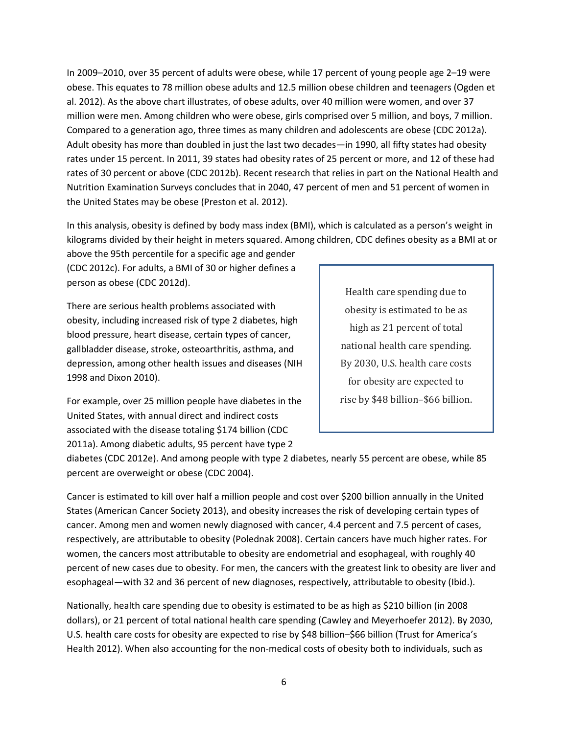In 2009–2010, over 35 percent of adults were obese, while 17 percent of young people age 2–19 were obese. This equates to 78 million obese adults and 12.5 million obese children and teenagers (Ogden et al. 2012). As the above chart illustrates, of obese adults, over 40 million were women, and over 37 million were men. Among children who were obese, girls comprised over 5 million, and boys, 7 million. Compared to a generation ago, three times as many children and adolescents are obese (CDC 2012a). Adult obesity has more than doubled in just the last two decades—in 1990, all fifty states had obesity rates under 15 percent. In 2011, 39 states had obesity rates of 25 percent or more, and 12 of these had rates of 30 percent or above (CDC 2012b). Recent research that relies in part on the National Health and Nutrition Examination Surveys concludes that in 2040, 47 percent of men and 51 percent of women in the United States may be obese (Preston et al. 2012).

In this analysis, obesity is defined by body mass index (BMI), which is calculated as a person's weight in kilograms divided by their height in meters squared. Among children, CDC defines obesity as a BMI at or above the 95th percentile for a specific age and gender (CDC 2012c). For adults, a BMI of 30 or higher defines a person as obese (CDC 2012d).

> Health care spending due to obesity is estimated to be as high as 21 percent of total national health care spending. By 2030, U.S. health care costs for obesity are expected to rise by $48 billion–$66 billion.

There are serious health problems associated with obesity, including increased risk of type 2 diabetes, high blood pressure, heart disease, certain types of cancer, gallbladder disease, stroke, osteoarthritis, asthma, and depression, among other health issues and diseases (NIH 1998 and Dixon 2010).

For example, over 25 million people have diabetes in the United States, with annual direct and indirect costs associated with the disease totaling $174 billion (CDC 2011a). Among diabetic adults, 95 percent have type 2 diabetes (CDC 2012e). And among people with type 2 diabetes, nearly 55 percent are obese, while 85 percent are overweight or obese (CDC 2004).

Cancer is estimated to kill over half a million people and cost over $200 billion annually in the United States (American Cancer Society 2013), and obesity increases the risk of developing certain types of cancer. Among men and women newly diagnosed with cancer, 4.4 percent and 7.5 percent of cases, respectively, are attributable to obesity (Polednak 2008). Certain cancers have much higher rates. For women, the cancers most attributable to obesity are endometrial and esophageal, with roughly 40 percent of new cases due to obesity. For men, the cancers with the greatest link to obesity are liver and esophageal—with 32 and 36 percent of new diagnoses, respectively, attributable to obesity (Ibid.).

Nationally, health care spending due to obesity is estimated to be as high as $210 billion (in 2008 dollars), or 21 percent of total national health care spending (Cawley and Meyerhoefer 2012). By 2030, U.S. health care costs for obesity are expected to rise by $48 billion–$66 billion (Trust for America's Health 2012). When also accounting for the non-medical costs of obesity both to individuals, such as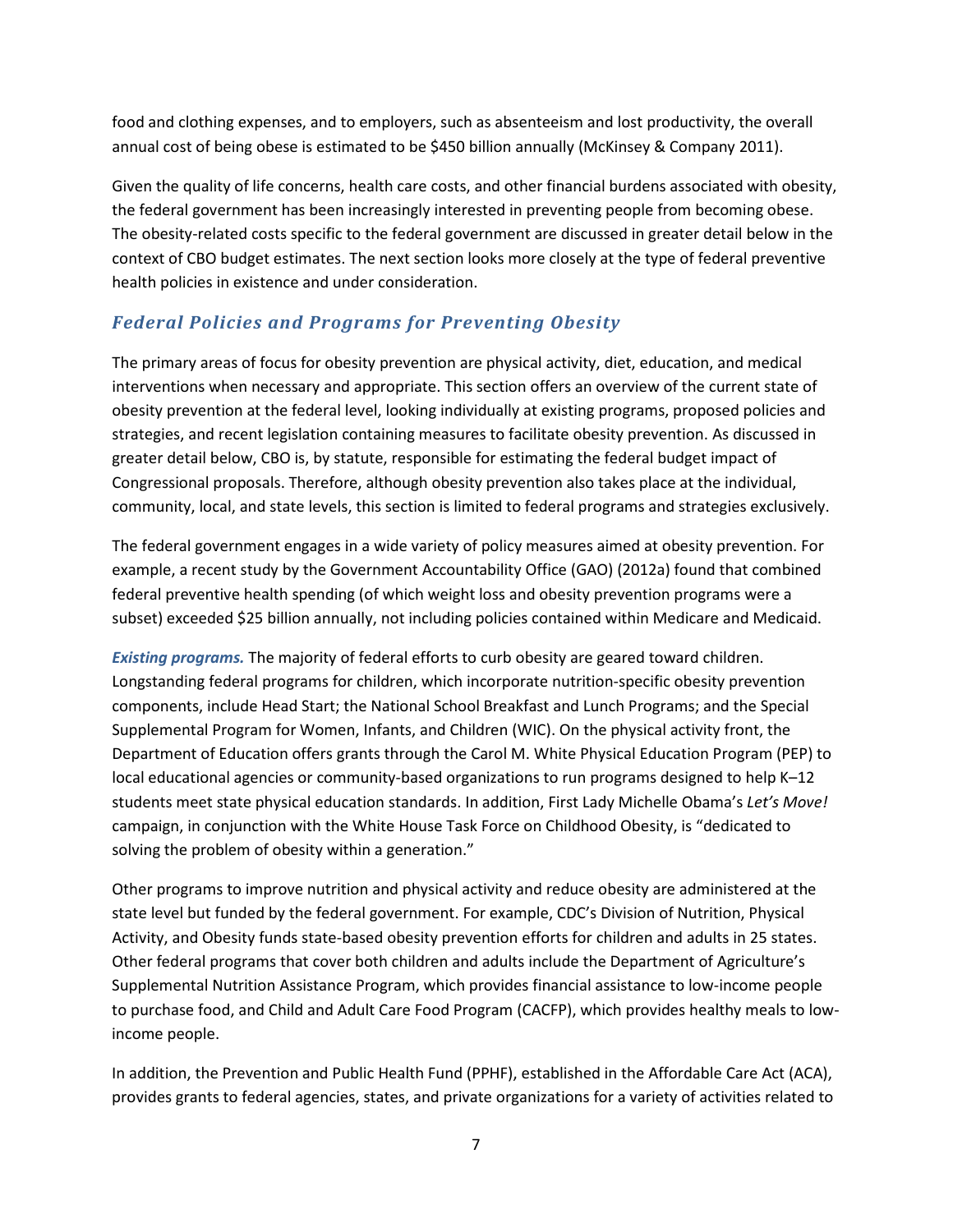food and clothing expenses, and to employers, such as absenteeism and lost productivity, the overall annual cost of being obese is estimated to be $450 billion annually (McKinsey & Company 2011).

Given the quality of life concerns, health care costs, and other financial burdens associated with obesity, the federal government has been increasingly interested in preventing people from becoming obese. The obesity-related costs specific to the federal government are discussed in greater detail below in the context of CBO budget estimates. The next section looks more closely at the type of federal preventive health policies in existence and under consideration.

## *Federal Policies and Programs for Preventing Obesity*

The primary areas of focus for obesity prevention are physical activity, diet, education, and medical interventions when necessary and appropriate. This section offers an overview of the current state of obesity prevention at the federal level, looking individually at existing programs, proposed policies and strategies, and recent legislation containing measures to facilitate obesity prevention. As discussed in greater detail below, CBO is, by statute, responsible for estimating the federal budget impact of Congressional proposals. Therefore, although obesity prevention also takes place at the individual, community, local, and state levels, this section is limited to federal programs and strategies exclusively.

The federal government engages in a wide variety of policy measures aimed at obesity prevention. For example, a recent study by the Government Accountability Office (GAO) (2012a) found that combined federal preventive health spending (of which weight loss and obesity prevention programs were a subset) exceeded $25 billion annually, not including policies contained within Medicare and Medicaid.

***Existing programs.*** The majority of federal efforts to curb obesity are geared toward children. Longstanding federal programs for children, which incorporate nutrition-specific obesity prevention components, include Head Start; the National School Breakfast and Lunch Programs; and the Special Supplemental Program for Women, Infants, and Children (WIC). On the physical activity front, the Department of Education offers grants through the Carol M. White Physical Education Program (PEP) to local educational agencies or community-based organizations to run programs designed to help K–12 students meet state physical education standards. In addition, First Lady Michelle Obama's *Let's Move!* campaign, in conjunction with the White House Task Force on Childhood Obesity, is "dedicated to solving the problem of obesity within a generation."

Other programs to improve nutrition and physical activity and reduce obesity are administered at the state level but funded by the federal government. For example, CDC's Division of Nutrition, Physical Activity, and Obesity funds state-based obesity prevention efforts for children and adults in 25 states. Other federal programs that cover both children and adults include the Department of Agriculture's Supplemental Nutrition Assistance Program, which provides financial assistance to low-income people to purchase food, and Child and Adult Care Food Program (CACFP), which provides healthy meals to low-income people.

In addition, the Prevention and Public Health Fund (PPHF), established in the Affordable Care Act (ACA), provides grants to federal agencies, states, and private organizations for a variety of activities related to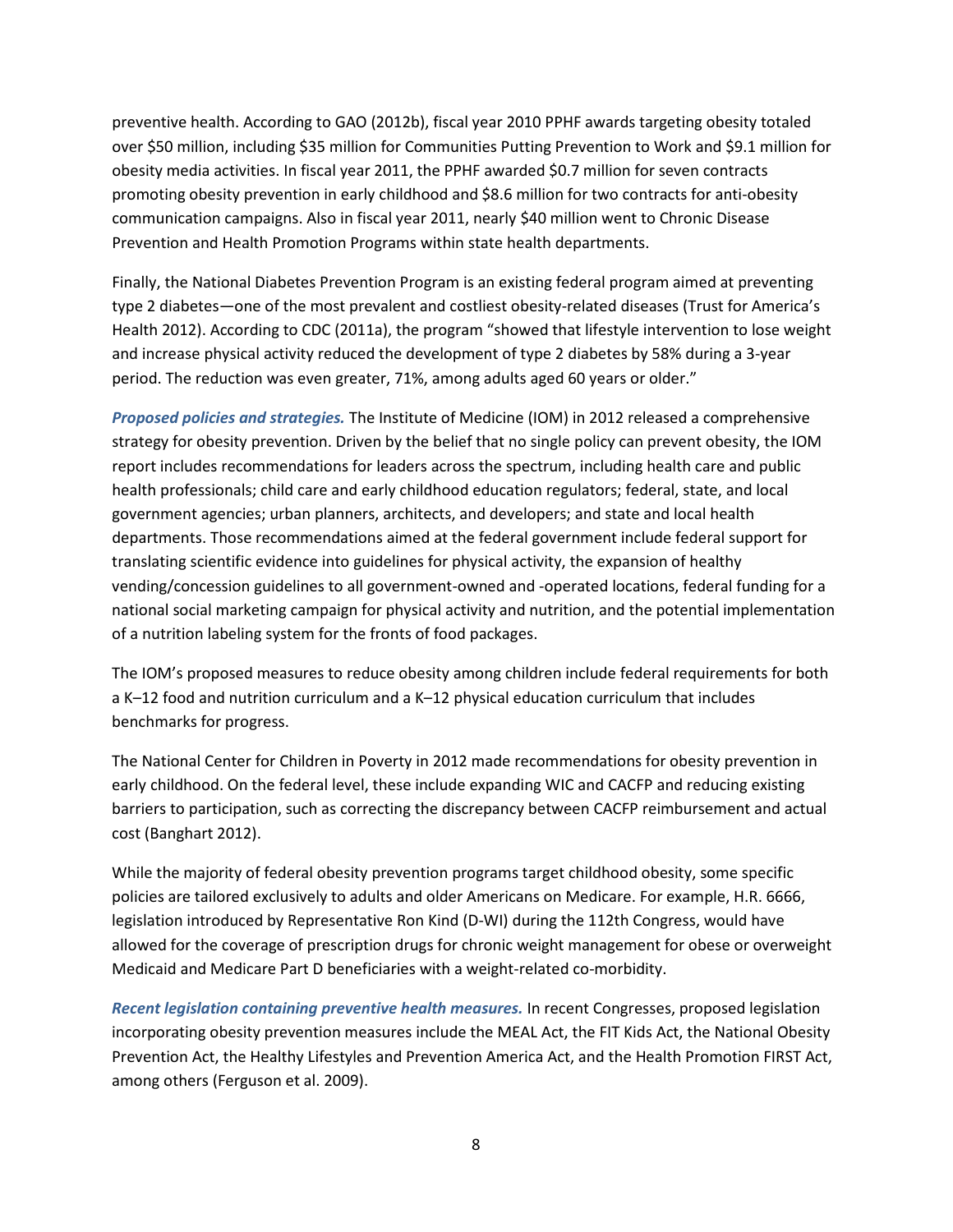preventive health. According to GAO (2012b), fiscal year 2010 PPHF awards targeting obesity totaled over $50 million, including $35 million for Communities Putting Prevention to Work and $9.1 million for obesity media activities. In fiscal year 2011, the PPHF awarded $0.7 million for seven contracts promoting obesity prevention in early childhood and $8.6 million for two contracts for anti-obesity communication campaigns. Also in fiscal year 2011, nearly $40 million went to Chronic Disease Prevention and Health Promotion Programs within state health departments.

Finally, the National Diabetes Prevention Program is an existing federal program aimed at preventing type 2 diabetes—one of the most prevalent and costliest obesity-related diseases (Trust for America's Health 2012). According to CDC (2011a), the program "showed that lifestyle intervention to lose weight and increase physical activity reduced the development of type 2 diabetes by 58% during a 3-year period. The reduction was even greater, 71%, among adults aged 60 years or older."

***Proposed policies and strategies.*** The Institute of Medicine (IOM) in 2012 released a comprehensive strategy for obesity prevention. Driven by the belief that no single policy can prevent obesity, the IOM report includes recommendations for leaders across the spectrum, including health care and public health professionals; child care and early childhood education regulators; federal, state, and local government agencies; urban planners, architects, and developers; and state and local health departments. Those recommendations aimed at the federal government include federal support for translating scientific evidence into guidelines for physical activity, the expansion of healthy vending/concession guidelines to all government-owned and -operated locations, federal funding for a national social marketing campaign for physical activity and nutrition, and the potential implementation of a nutrition labeling system for the fronts of food packages.

The IOM's proposed measures to reduce obesity among children include federal requirements for both a K–12 food and nutrition curriculum and a K–12 physical education curriculum that includes benchmarks for progress.

The National Center for Children in Poverty in 2012 made recommendations for obesity prevention in early childhood. On the federal level, these include expanding WIC and CACFP and reducing existing barriers to participation, such as correcting the discrepancy between CACFP reimbursement and actual cost (Banghart 2012).

While the majority of federal obesity prevention programs target childhood obesity, some specific policies are tailored exclusively to adults and older Americans on Medicare. For example, H.R. 6666, legislation introduced by Representative Ron Kind (D-WI) during the 112th Congress, would have allowed for the coverage of prescription drugs for chronic weight management for obese or overweight Medicaid and Medicare Part D beneficiaries with a weight-related co-morbidity.

***Recent legislation containing preventive health measures.*** In recent Congresses, proposed legislation incorporating obesity prevention measures include the MEAL Act, the FIT Kids Act, the National Obesity Prevention Act, the Healthy Lifestyles and Prevention America Act, and the Health Promotion FIRST Act, among others (Ferguson et al. 2009).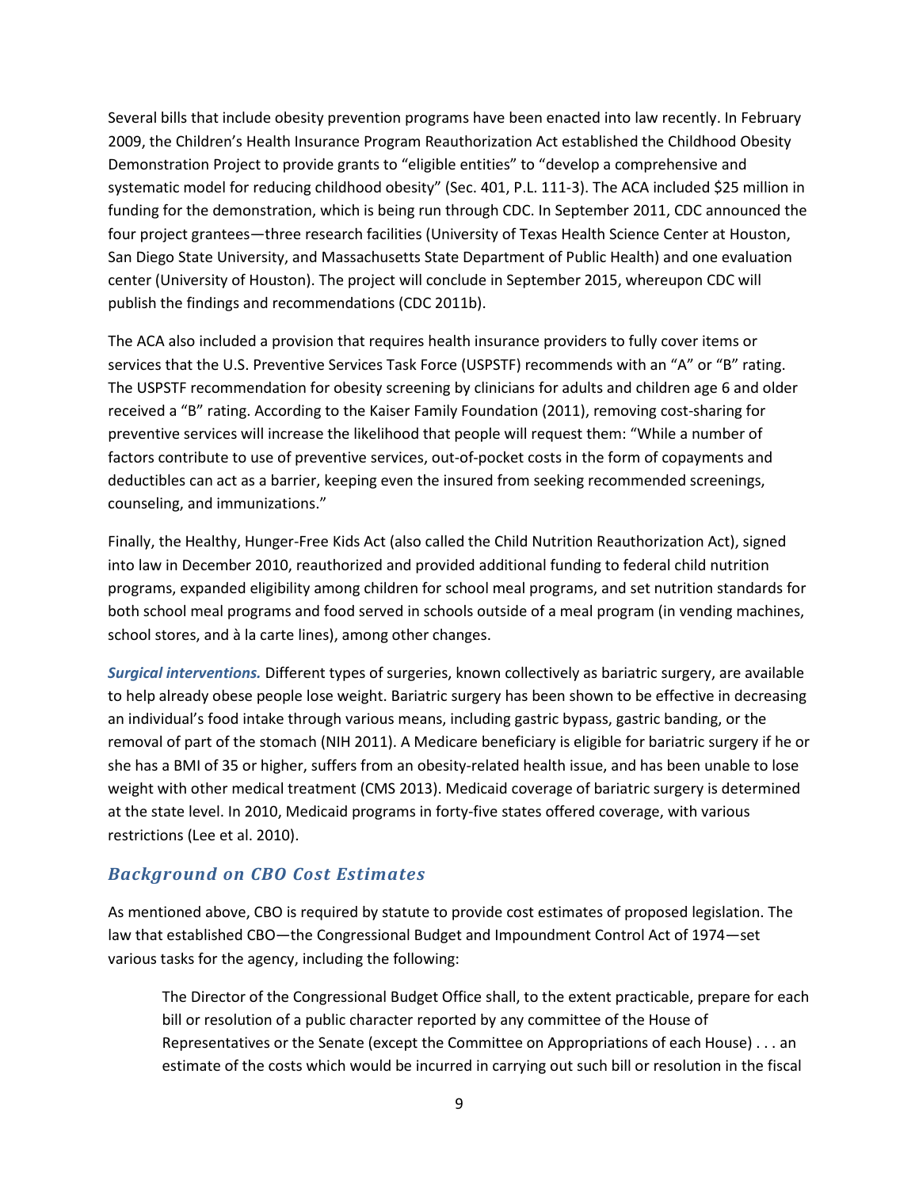Several bills that include obesity prevention programs have been enacted into law recently. In February 2009, the Children's Health Insurance Program Reauthorization Act established the Childhood Obesity Demonstration Project to provide grants to "eligible entities" to "develop a comprehensive and systematic model for reducing childhood obesity" (Sec. 401, P.L. 111-3). The ACA included $25 million in funding for the demonstration, which is being run through CDC. In September 2011, CDC announced the four project grantees—three research facilities (University of Texas Health Science Center at Houston, San Diego State University, and Massachusetts State Department of Public Health) and one evaluation center (University of Houston). The project will conclude in September 2015, whereupon CDC will publish the findings and recommendations (CDC 2011b).

The ACA also included a provision that requires health insurance providers to fully cover items or services that the U.S. Preventive Services Task Force (USPSTF) recommends with an "A" or "B" rating. The USPSTF recommendation for obesity screening by clinicians for adults and children age 6 and older received a "B" rating. According to the Kaiser Family Foundation (2011), removing cost-sharing for preventive services will increase the likelihood that people will request them: "While a number of factors contribute to use of preventive services, out-of-pocket costs in the form of copayments and deductibles can act as a barrier, keeping even the insured from seeking recommended screenings, counseling, and immunizations."

Finally, the Healthy, Hunger-Free Kids Act (also called the Child Nutrition Reauthorization Act), signed into law in December 2010, reauthorized and provided additional funding to federal child nutrition programs, expanded eligibility among children for school meal programs, and set nutrition standards for both school meal programs and food served in schools outside of a meal program (in vending machines, school stores, and à la carte lines), among other changes.

***Surgical interventions.*** Different types of surgeries, known collectively as bariatric surgery, are available to help already obese people lose weight. Bariatric surgery has been shown to be effective in decreasing an individual's food intake through various means, including gastric bypass, gastric banding, or the removal of part of the stomach (NIH 2011). A Medicare beneficiary is eligible for bariatric surgery if he or she has a BMI of 35 or higher, suffers from an obesity-related health issue, and has been unable to lose weight with other medical treatment (CMS 2013). Medicaid coverage of bariatric surgery is determined at the state level. In 2010, Medicaid programs in forty-five states offered coverage, with various restrictions (Lee et al. 2010).

## *Background on CBO Cost Estimates*

As mentioned above, CBO is required by statute to provide cost estimates of proposed legislation. The law that established CBO—the Congressional Budget and Impoundment Control Act of 1974—set various tasks for the agency, including the following:

> The Director of the Congressional Budget Office shall, to the extent practicable, prepare for each bill or resolution of a public character reported by any committee of the House of Representatives or the Senate (except the Committee on Appropriations of each House) . . . an estimate of the costs which would be incurred in carrying out such bill or resolution in the fiscal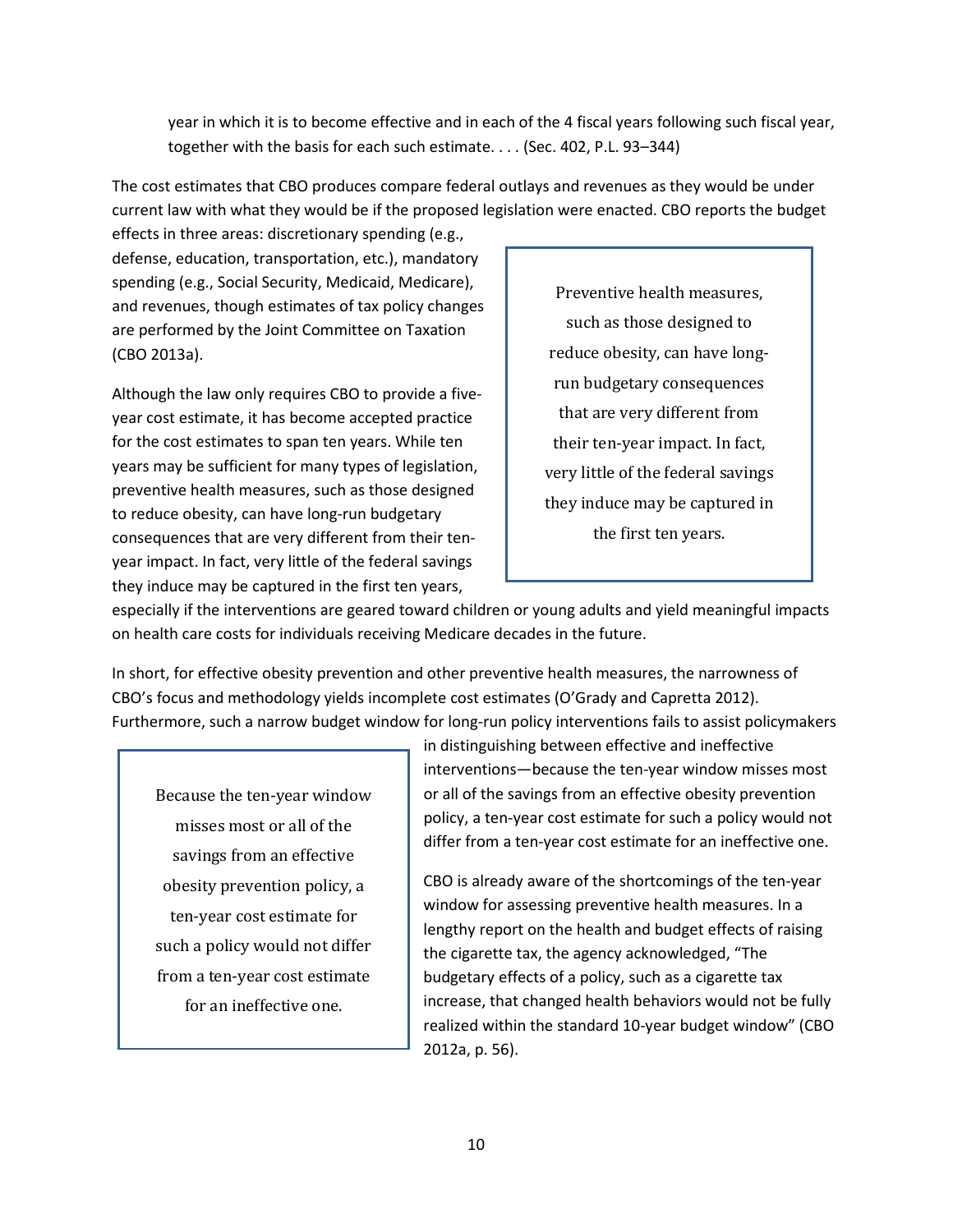> year in which it is to become effective and in each of the 4 fiscal years following such fiscal year, together with the basis for each such estimate. . . . (Sec. 402, P.L. 93–344)

The cost estimates that CBO produces compare federal outlays and revenues as they would be under current law with what they would be if the proposed legislation were enacted. CBO reports the budget effects in three areas: discretionary spending (e.g., defense, education, transportation, etc.), mandatory spending (e.g., Social Security, Medicaid, Medicare), and revenues, though estimates of tax policy changes are performed by the Joint Committee on Taxation (CBO 2013a).

Although the law only requires CBO to provide a five-year cost estimate, it has become accepted practice for the cost estimates to span ten years. While ten years may be sufficient for many types of legislation, preventive health measures, such as those designed to reduce obesity, can have long-run budgetary consequences that are very different from their ten-year impact. In fact, very little of the federal savings they induce may be captured in the first ten years, especially if the interventions are geared toward children or young adults and yield meaningful impacts on health care costs for individuals receiving Medicare decades in the future.

> Preventive health measures, such as those designed to reduce obesity, can have long-run budgetary consequences that are very different from their ten-year impact. In fact, very little of the federal savings they induce may be captured in the first ten years.

In short, for effective obesity prevention and other preventive health measures, the narrowness of CBO's focus and methodology yields incomplete cost estimates (O'Grady and Capretta 2012). Furthermore, such a narrow budget window for long-run policy interventions fails to assist policymakers in distinguishing between effective and ineffective interventions—because the ten-year window misses most or all of the savings from an effective obesity prevention policy, a ten-year cost estimate for such a policy would not differ from a ten-year cost estimate for an ineffective one.

> Because the ten-year window misses most or all of the savings from an effective obesity prevention policy, a ten-year cost estimate for such a policy would not differ from a ten-year cost estimate for an ineffective one.

CBO is already aware of the shortcomings of the ten-year window for assessing preventive health measures. In a lengthy report on the health and budget effects of raising the cigarette tax, the agency acknowledged, "The budgetary effects of a policy, such as a cigarette tax increase, that changed health behaviors would not be fully realized within the standard 10-year budget window" (CBO 2012a, p. 56).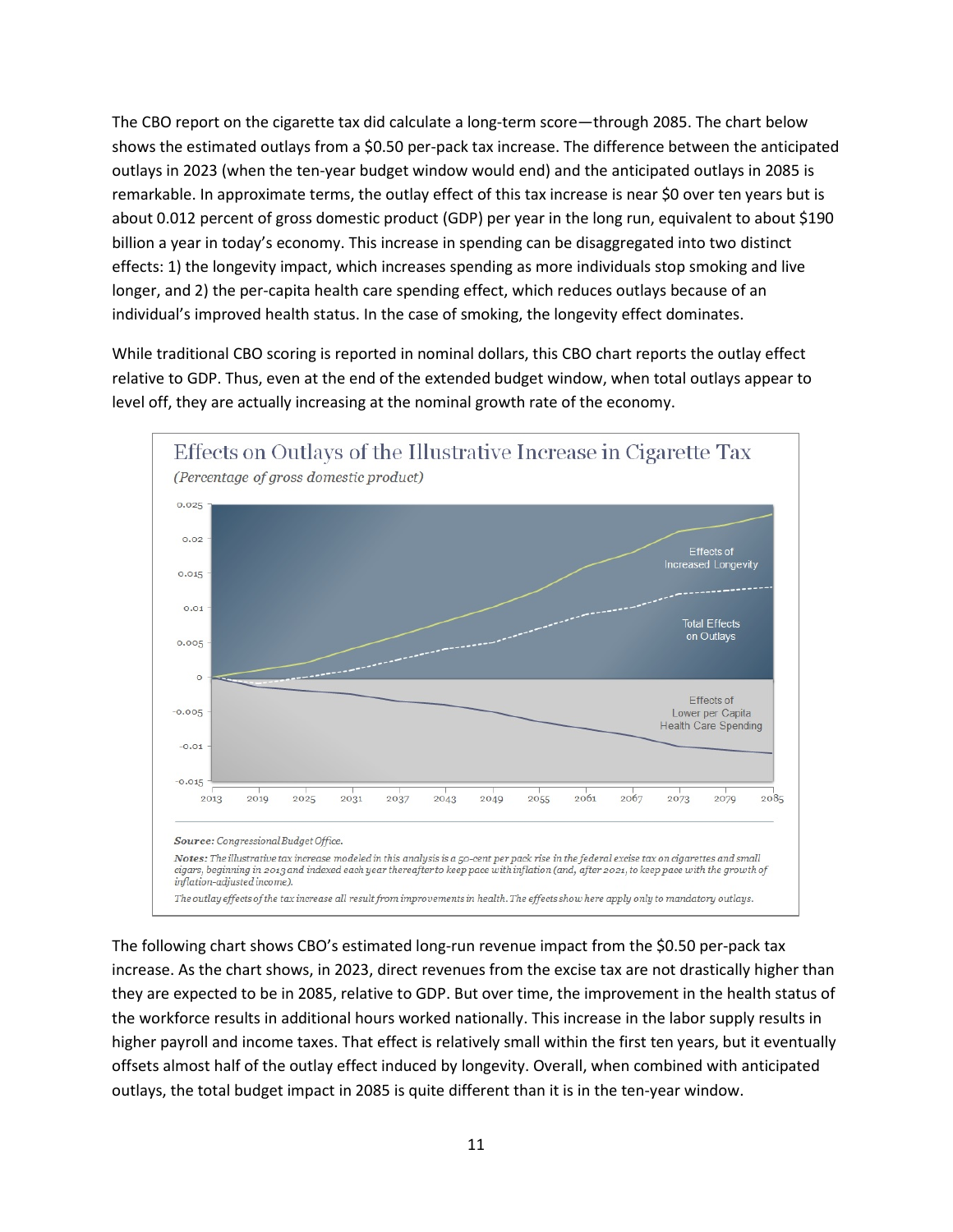The CBO report on the cigarette tax did calculate a long-term score—through 2085. The chart below shows the estimated outlays from a $0.50 per-pack tax increase. The difference between the anticipated outlays in 2023 (when the ten-year budget window would end) and the anticipated outlays in 2085 is remarkable. In approximate terms, the outlay effect of this tax increase is near $0 over ten years but is about 0.012 percent of gross domestic product (GDP) per year in the long run, equivalent to about $190 billion a year in today's economy. This increase in spending can be disaggregated into two distinct effects: 1) the longevity impact, which increases spending as more individuals stop smoking and live longer, and 2) the per-capita health care spending effect, which reduces outlays because of an individual's improved health status. In the case of smoking, the longevity effect dominates.

While traditional CBO scoring is reported in nominal dollars, this CBO chart reports the outlay effect relative to GDP. Thus, even at the end of the extended budget window, when total outlays appear to level off, they are actually increasing at the nominal growth rate of the economy.

**Effects on Outlays of the Illustrative Increase in Cigarette Tax**

*(Percentage of gross domestic product)*

*Source:* Congressional Budget Office.

*Notes:* The illustrative tax increase modeled in this analysis is a 50-cent per pack rise in the federal excise tax on cigarettes and small cigars, beginning in 2013 and indexed each year thereafter to keep pace with inflation (and, after 2021, to keep pace with the growth of inflation-adjusted income).

The outlay effects of the tax increase all result from improvements in health. The effects show here apply only to mandatory outlays.

The following chart shows CBO's estimated long-run revenue impact from the $0.50 per-pack tax increase. As the chart shows, in 2023, direct revenues from the excise tax are not drastically higher than they are expected to be in 2085, relative to GDP. But over time, the improvement in the health status of the workforce results in additional hours worked nationally. This increase in the labor supply results in higher payroll and income taxes. That effect is relatively small within the first ten years, but it eventually offsets almost half of the outlay effect induced by longevity. Overall, when combined with anticipated outlays, the total budget impact in 2085 is quite different than it is in the ten-year window.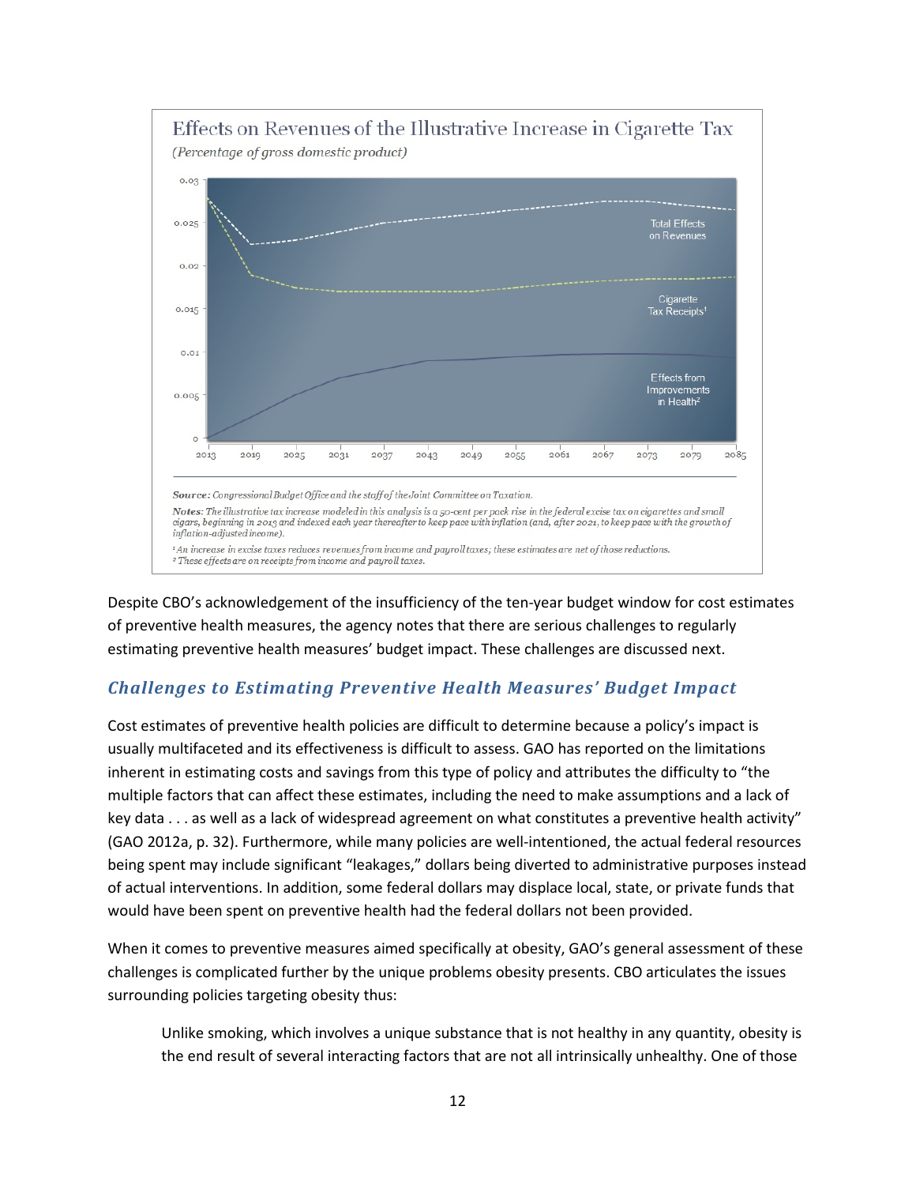**Effects on Revenues of the Illustrative Increase in Cigarette Tax**

*(Percentage of gross domestic product)*

*Source:* Congressional Budget Office and the staff of the Joint Committee on Taxation.

*Notes:* The illustrative tax increase modeled in this analysis is a 50-cent per pack rise in the federal excise tax on cigarettes and small cigars, beginning in 2013 and indexed each year thereafter to keep pace with inflation (and, after 2021, to keep pace with the growth of inflation-adjusted income).

1. An increase in excise taxes reduces revenues from income and payroll taxes; these estimates are net of those reductions.
2. These effects are on receipts from income and payroll taxes.

Despite CBO's acknowledgement of the insufficiency of the ten-year budget window for cost estimates of preventive health measures, the agency notes that there are serious challenges to regularly estimating preventive health measures' budget impact. These challenges are discussed next.

### *Challenges to Estimating Preventive Health Measures' Budget Impact*

Cost estimates of preventive health policies are difficult to determine because a policy's impact is usually multifaceted and its effectiveness is difficult to assess. GAO has reported on the limitations inherent in estimating costs and savings from this type of policy and attributes the difficulty to "the multiple factors that can affect these estimates, including the need to make assumptions and a lack of key data . . . as well as a lack of widespread agreement on what constitutes a preventive health activity" (GAO 2012a, p. 32). Furthermore, while many policies are well-intentioned, the actual federal resources being spent may include significant "leakages," dollars being diverted to administrative purposes instead of actual interventions. In addition, some federal dollars may displace local, state, or private funds that would have been spent on preventive health had the federal dollars not been provided.

When it comes to preventive measures aimed specifically at obesity, GAO's general assessment of these challenges is complicated further by the unique problems obesity presents. CBO articulates the issues surrounding policies targeting obesity thus:

> Unlike smoking, which involves a unique substance that is not healthy in any quantity, obesity is the end result of several interacting factors that are not all intrinsically unhealthy. One of those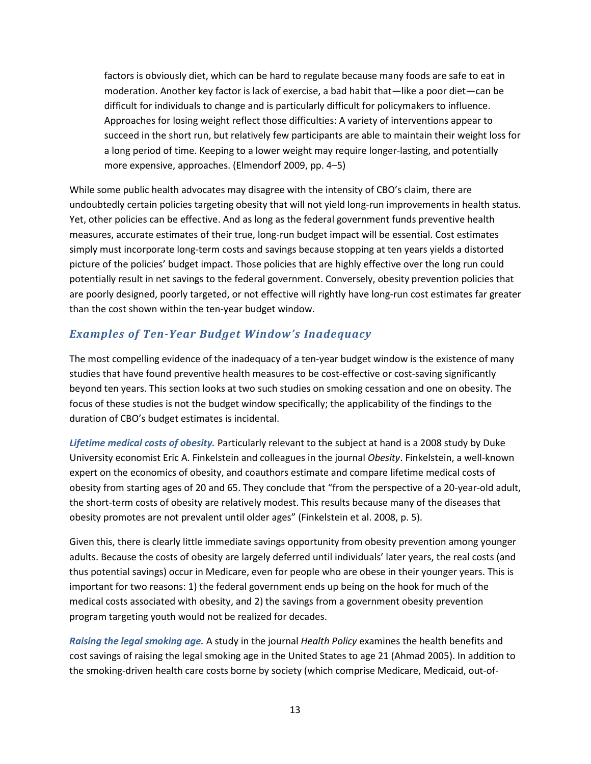> factors is obviously diet, which can be hard to regulate because many foods are safe to eat in moderation. Another key factor is lack of exercise, a bad habit that—like a poor diet—can be difficult for individuals to change and is particularly difficult for policymakers to influence. Approaches for losing weight reflect those difficulties: A variety of interventions appear to succeed in the short run, but relatively few participants are able to maintain their weight loss for a long period of time. Keeping to a lower weight may require longer-lasting, and potentially more expensive, approaches. (Elmendorf 2009, pp. 4–5)

While some public health advocates may disagree with the intensity of CBO's claim, there are undoubtedly certain policies targeting obesity that will not yield long-run improvements in health status. Yet, other policies can be effective. And as long as the federal government funds preventive health measures, accurate estimates of their true, long-run budget impact will be essential. Cost estimates simply must incorporate long-term costs and savings because stopping at ten years yields a distorted picture of the policies' budget impact. Those policies that are highly effective over the long run could potentially result in net savings to the federal government. Conversely, obesity prevention policies that are poorly designed, poorly targeted, or not effective will rightly have long-run cost estimates far greater than the cost shown within the ten-year budget window.

## *Examples of Ten-Year Budget Window's Inadequacy*

The most compelling evidence of the inadequacy of a ten-year budget window is the existence of many studies that have found preventive health measures to be cost-effective or cost-saving significantly beyond ten years. This section looks at two such studies on smoking cessation and one on obesity. The focus of these studies is not the budget window specifically; the applicability of the findings to the duration of CBO's budget estimates is incidental.

***Lifetime medical costs of obesity.*** Particularly relevant to the subject at hand is a 2008 study by Duke University economist Eric A. Finkelstein and colleagues in the journal *Obesity*. Finkelstein, a well-known expert on the economics of obesity, and coauthors estimate and compare lifetime medical costs of obesity from starting ages of 20 and 65. They conclude that "from the perspective of a 20-year-old adult, the short-term costs of obesity are relatively modest. This results because many of the diseases that obesity promotes are not prevalent until older ages" (Finkelstein et al. 2008, p. 5).

Given this, there is clearly little immediate savings opportunity from obesity prevention among younger adults. Because the costs of obesity are largely deferred until individuals' later years, the real costs (and thus potential savings) occur in Medicare, even for people who are obese in their younger years. This is important for two reasons: 1) the federal government ends up being on the hook for much of the medical costs associated with obesity, and 2) the savings from a government obesity prevention program targeting youth would not be realized for decades.

***Raising the legal smoking age.*** A study in the journal *Health Policy* examines the health benefits and cost savings of raising the legal smoking age in the United States to age 21 (Ahmad 2005). In addition to the smoking-driven health care costs borne by society (which comprise Medicare, Medicaid, out-of-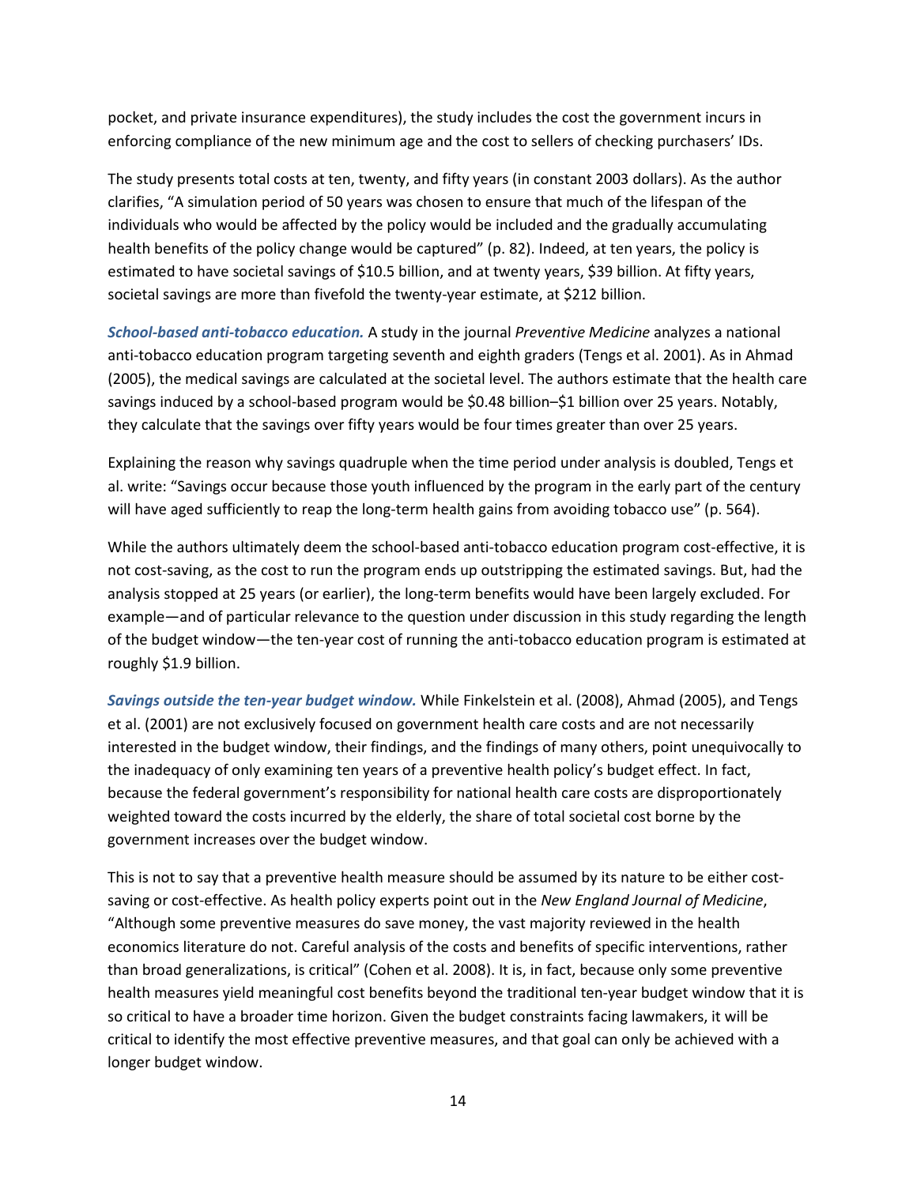pocket, and private insurance expenditures), the study includes the cost the government incurs in enforcing compliance of the new minimum age and the cost to sellers of checking purchasers' IDs.

The study presents total costs at ten, twenty, and fifty years (in constant 2003 dollars). As the author clarifies, "A simulation period of 50 years was chosen to ensure that much of the lifespan of the individuals who would be affected by the policy would be included and the gradually accumulating health benefits of the policy change would be captured" (p. 82). Indeed, at ten years, the policy is estimated to have societal savings of $10.5 billion, and at twenty years, $39 billion. At fifty years, societal savings are more than fivefold the twenty-year estimate, at $212 billion.

***School-based anti-tobacco education.*** A study in the journal *Preventive Medicine* analyzes a national anti-tobacco education program targeting seventh and eighth graders (Tengs et al. 2001). As in Ahmad (2005), the medical savings are calculated at the societal level. The authors estimate that the health care savings induced by a school-based program would be $0.48 billion–$1 billion over 25 years. Notably, they calculate that the savings over fifty years would be four times greater than over 25 years.

Explaining the reason why savings quadruple when the time period under analysis is doubled, Tengs et al. write: "Savings occur because those youth influenced by the program in the early part of the century will have aged sufficiently to reap the long-term health gains from avoiding tobacco use" (p. 564).

While the authors ultimately deem the school-based anti-tobacco education program cost-effective, it is not cost-saving, as the cost to run the program ends up outstripping the estimated savings. But, had the analysis stopped at 25 years (or earlier), the long-term benefits would have been largely excluded. For example—and of particular relevance to the question under discussion in this study regarding the length of the budget window—the ten-year cost of running the anti-tobacco education program is estimated at roughly $1.9 billion.

***Savings outside the ten-year budget window.*** While Finkelstein et al. (2008), Ahmad (2005), and Tengs et al. (2001) are not exclusively focused on government health care costs and are not necessarily interested in the budget window, their findings, and the findings of many others, point unequivocally to the inadequacy of only examining ten years of a preventive health policy's budget effect. In fact, because the federal government's responsibility for national health care costs are disproportionately weighted toward the costs incurred by the elderly, the share of total societal cost borne by the government increases over the budget window.

This is not to say that a preventive health measure should be assumed by its nature to be either cost-saving or cost-effective. As health policy experts point out in the *New England Journal of Medicine*, "Although some preventive measures do save money, the vast majority reviewed in the health economics literature do not. Careful analysis of the costs and benefits of specific interventions, rather than broad generalizations, is critical" (Cohen et al. 2008). It is, in fact, because only some preventive health measures yield meaningful cost benefits beyond the traditional ten-year budget window that it is so critical to have a broader time horizon. Given the budget constraints facing lawmakers, it will be critical to identify the most effective preventive measures, and that goal can only be achieved with a longer budget window.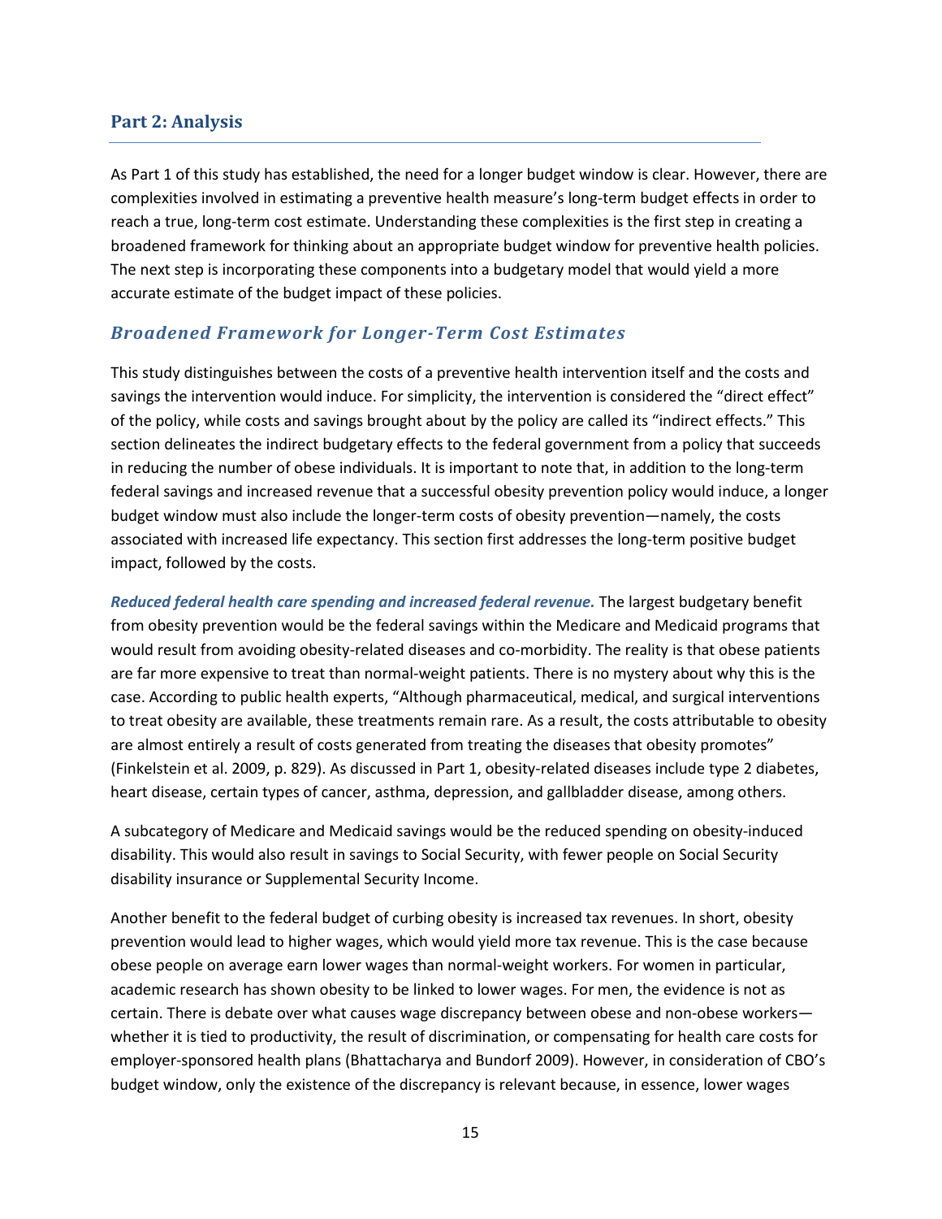## Part 2: Analysis

As Part 1 of this study has established, the need for a longer budget window is clear. However, there are complexities involved in estimating a preventive health measure's long-term budget effects in order to reach a true, long-term cost estimate. Understanding these complexities is the first step in creating a broadened framework for thinking about an appropriate budget window for preventive health policies. The next step is incorporating these components into a budgetary model that would yield a more accurate estimate of the budget impact of these policies.

### *Broadened Framework for Longer-Term Cost Estimates*

This study distinguishes between the costs of a preventive health intervention itself and the costs and savings the intervention would induce. For simplicity, the intervention is considered the "direct effect" of the policy, while costs and savings brought about by the policy are called its "indirect effects." This section delineates the indirect budgetary effects to the federal government from a policy that succeeds in reducing the number of obese individuals. It is important to note that, in addition to the long-term federal savings and increased revenue that a successful obesity prevention policy would induce, a longer budget window must also include the longer-term costs of obesity prevention—namely, the costs associated with increased life expectancy. This section first addresses the long-term positive budget impact, followed by the costs.

***Reduced federal health care spending and increased federal revenue.*** The largest budgetary benefit from obesity prevention would be the federal savings within the Medicare and Medicaid programs that would result from avoiding obesity-related diseases and co-morbidity. The reality is that obese patients are far more expensive to treat than normal-weight patients. There is no mystery about why this is the case. According to public health experts, "Although pharmaceutical, medical, and surgical interventions to treat obesity are available, these treatments remain rare. As a result, the costs attributable to obesity are almost entirely a result of costs generated from treating the diseases that obesity promotes" (Finkelstein et al. 2009, p. 829). As discussed in Part 1, obesity-related diseases include type 2 diabetes, heart disease, certain types of cancer, asthma, depression, and gallbladder disease, among others.

A subcategory of Medicare and Medicaid savings would be the reduced spending on obesity-induced disability. This would also result in savings to Social Security, with fewer people on Social Security disability insurance or Supplemental Security Income.

Another benefit to the federal budget of curbing obesity is increased tax revenues. In short, obesity prevention would lead to higher wages, which would yield more tax revenue. This is the case because obese people on average earn lower wages than normal-weight workers. For women in particular, academic research has shown obesity to be linked to lower wages. For men, the evidence is not as certain. There is debate over what causes wage discrepancy between obese and non-obese workers—whether it is tied to productivity, the result of discrimination, or compensating for health care costs for employer-sponsored health plans (Bhattacharya and Bundorf 2009). However, in consideration of CBO's budget window, only the existence of the discrepancy is relevant because, in essence, lower wages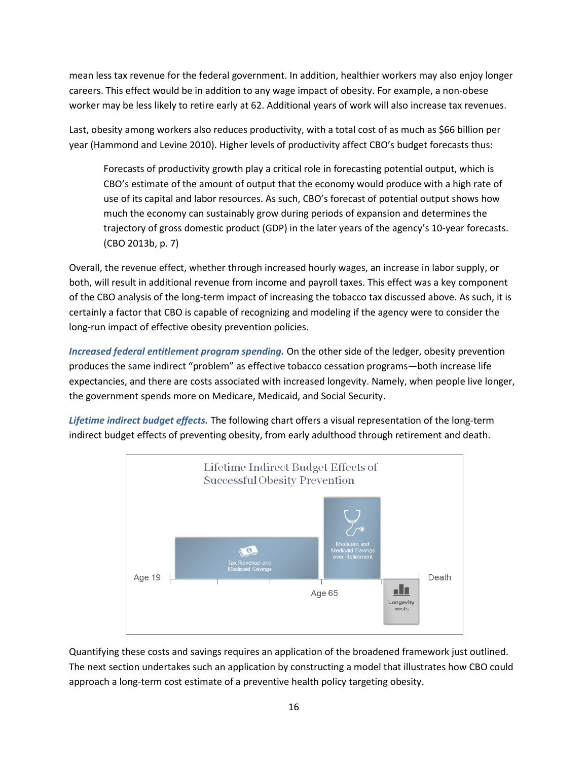mean less tax revenue for the federal government. In addition, healthier workers may also enjoy longer careers. This effect would be in addition to any wage impact of obesity. For example, a non-obese worker may be less likely to retire early at 62. Additional years of work will also increase tax revenues.

Last, obesity among workers also reduces productivity, with a total cost of as much as $66 billion per year (Hammond and Levine 2010). Higher levels of productivity affect CBO's budget forecasts thus:

> Forecasts of productivity growth play a critical role in forecasting potential output, which is CBO's estimate of the amount of output that the economy would produce with a high rate of use of its capital and labor resources. As such, CBO's forecast of potential output shows how much the economy can sustainably grow during periods of expansion and determines the trajectory of gross domestic product (GDP) in the later years of the agency's 10-year forecasts. (CBO 2013b, p. 7)

Overall, the revenue effect, whether through increased hourly wages, an increase in labor supply, or both, will result in additional revenue from income and payroll taxes. This effect was a key component of the CBO analysis of the long-term impact of increasing the tobacco tax discussed above. As such, it is certainly a factor that CBO is capable of recognizing and modeling if the agency were to consider the long-run impact of effective obesity prevention policies.

***Increased federal entitlement program spending.*** On the other side of the ledger, obesity prevention produces the same indirect "problem" as effective tobacco cessation programs—both increase life expectancies, and there are costs associated with increased longevity. Namely, when people live longer, the government spends more on Medicare, Medicaid, and Social Security.

***Lifetime indirect budget effects.*** The following chart offers a visual representation of the long-term indirect budget effects of preventing obesity, from early adulthood through retirement and death.

Lifetime Indirect Budget Effects of Successful Obesity Prevention

Age 19 | Tax Revenue and Medicaid Savings | Age 65 | Medicare and Medicaid Savings over Retirement | Longevity costs | Death

Quantifying these costs and savings requires an application of the broadened framework just outlined. The next section undertakes such an application by constructing a model that illustrates how CBO could approach a long-term cost estimate of a preventive health policy targeting obesity.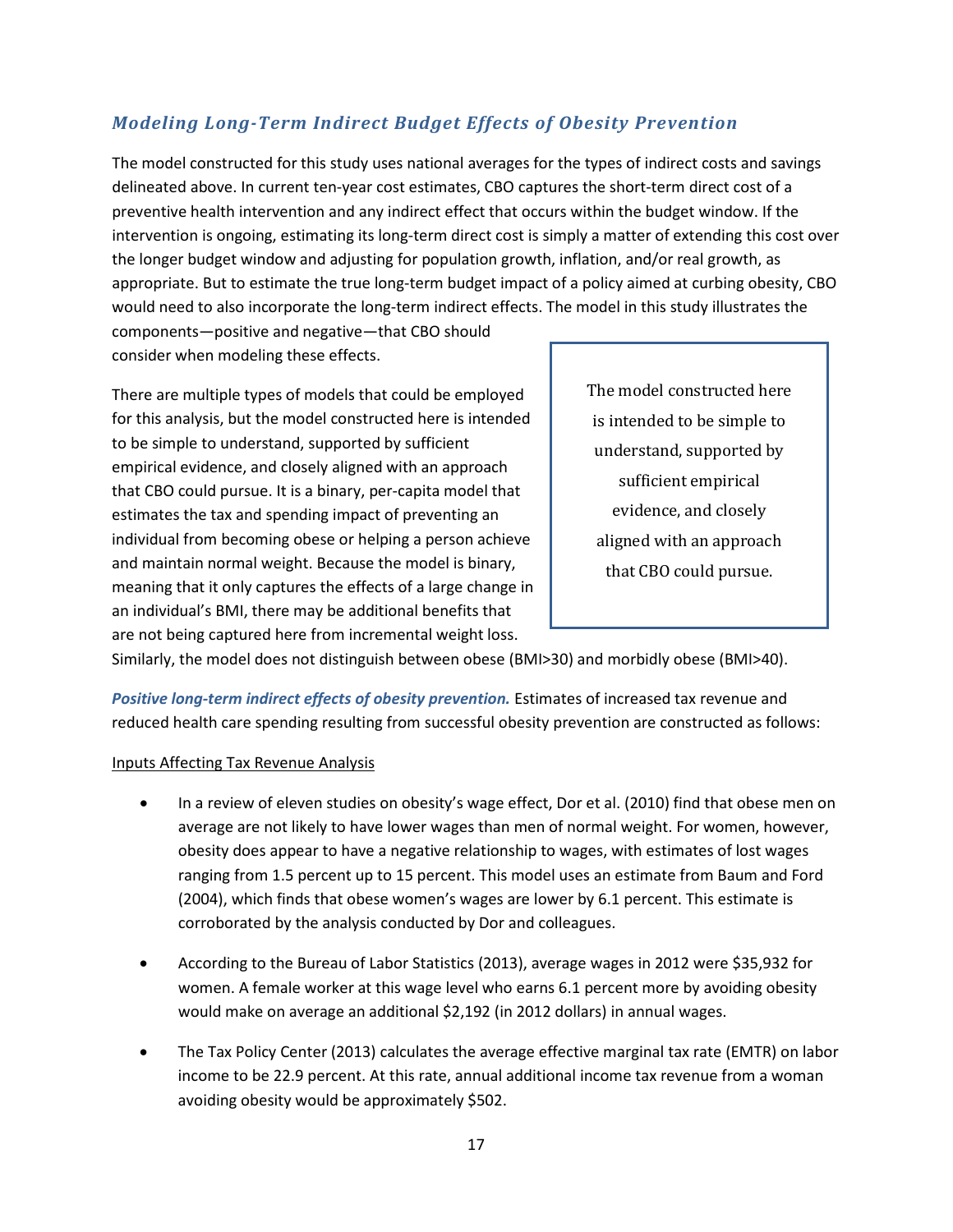### *Modeling Long-Term Indirect Budget Effects of Obesity Prevention*

The model constructed for this study uses national averages for the types of indirect costs and savings delineated above. In current ten-year cost estimates, CBO captures the short-term direct cost of a preventive health intervention and any indirect effect that occurs within the budget window. If the intervention is ongoing, estimating its long-term direct cost is simply a matter of extending this cost over the longer budget window and adjusting for population growth, inflation, and/or real growth, as appropriate. But to estimate the true long-term budget impact of a policy aimed at curbing obesity, CBO would need to also incorporate the long-term indirect effects. The model in this study illustrates the components—positive and negative—that CBO should consider when modeling these effects.

> The model constructed here is intended to be simple to understand, supported by sufficient empirical evidence, and closely aligned with an approach that CBO could pursue.

There are multiple types of models that could be employed for this analysis, but the model constructed here is intended to be simple to understand, supported by sufficient empirical evidence, and closely aligned with an approach that CBO could pursue. It is a binary, per-capita model that estimates the tax and spending impact of preventing an individual from becoming obese or helping a person achieve and maintain normal weight. Because the model is binary, meaning that it only captures the effects of a large change in an individual's BMI, there may be additional benefits that are not being captured here from incremental weight loss. Similarly, the model does not distinguish between obese (BMI>30) and morbidly obese (BMI>40).

***Positive long-term indirect effects of obesity prevention.*** Estimates of increased tax revenue and reduced health care spending resulting from successful obesity prevention are constructed as follows:

<u>Inputs Affecting Tax Revenue Analysis</u>

- In a review of eleven studies on obesity's wage effect, Dor et al. (2010) find that obese men on average are not likely to have lower wages than men of normal weight. For women, however, obesity does appear to have a negative relationship to wages, with estimates of lost wages ranging from 1.5 percent up to 15 percent. This model uses an estimate from Baum and Ford (2004), which finds that obese women's wages are lower by 6.1 percent. This estimate is corroborated by the analysis conducted by Dor and colleagues.
- According to the Bureau of Labor Statistics (2013), average wages in 2012 were $35,932 for women. A female worker at this wage level who earns 6.1 percent more by avoiding obesity would make on average an additional $2,192 (in 2012 dollars) in annual wages.
- The Tax Policy Center (2013) calculates the average effective marginal tax rate (EMTR) on labor income to be 22.9 percent. At this rate, annual additional income tax revenue from a woman avoiding obesity would be approximately $502.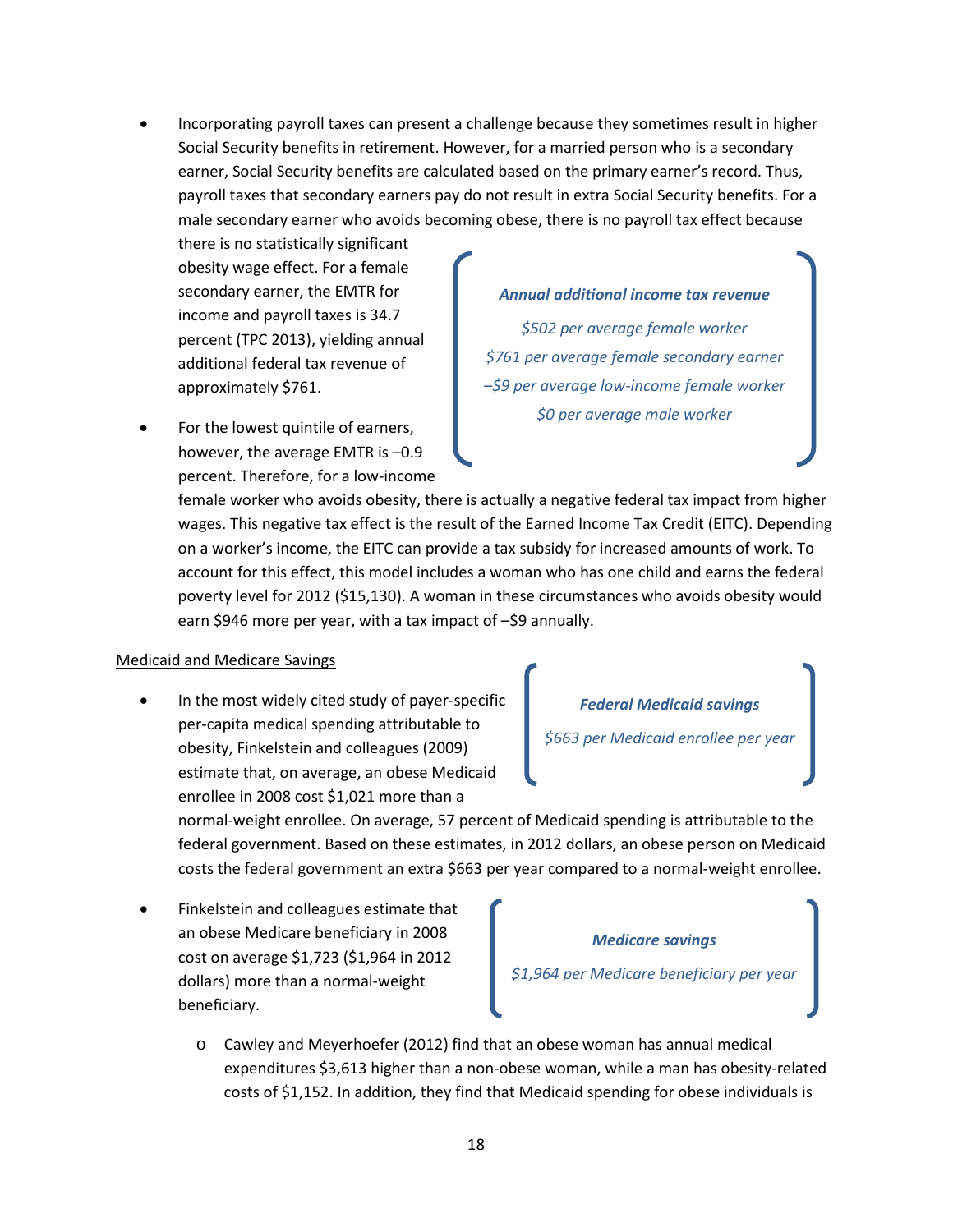- Incorporating payroll taxes can present a challenge because they sometimes result in higher Social Security benefits in retirement. However, for a married person who is a secondary earner, Social Security benefits are calculated based on the primary earner's record. Thus, payroll taxes that secondary earners pay do not result in extra Social Security benefits. For a male secondary earner who avoids becoming obese, there is no payroll tax effect because there is no statistically significant obesity wage effect. For a female secondary earner, the EMTR for income and payroll taxes is 34.7 percent (TPC 2013), yielding annual additional federal tax revenue of approximately $761.

> ***Annual additional income tax revenue***
>
> *$502 per average female worker*
>
> *$761 per average female secondary earner*
>
> *–$9 per average low-income female worker*
>
> *$0 per average male worker*

- For the lowest quintile of earners, however, the average EMTR is –0.9 percent. Therefore, for a low-income female worker who avoids obesity, there is actually a negative federal tax impact from higher wages. This negative tax effect is the result of the Earned Income Tax Credit (EITC). Depending on a worker's income, the EITC can provide a tax subsidy for increased amounts of work. To account for this effect, this model includes a woman who has one child and earns the federal poverty level for 2012 ($15,130). A woman in these circumstances who avoids obesity would earn $946 more per year, with a tax impact of –$9 annually.

<u>Medicaid and Medicare Savings</u>

- In the most widely cited study of payer-specific per-capita medical spending attributable to obesity, Finkelstein and colleagues (2009) estimate that, on average, an obese Medicaid enrollee in 2008 cost $1,021 more than a normal-weight enrollee. On average, 57 percent of Medicaid spending is attributable to the federal government. Based on these estimates, in 2012 dollars, an obese person on Medicaid costs the federal government an extra $663 per year compared to a normal-weight enrollee.

> ***Federal Medicaid savings***
>
> *$663 per Medicaid enrollee per year*

- Finkelstein and colleagues estimate that an obese Medicare beneficiary in 2008 cost on average $1,723 ($1,964 in 2012 dollars) more than a normal-weight beneficiary.

> ***Medicare savings***
>
> *$1,964 per Medicare beneficiary per year*

  - Cawley and Meyerhoefer (2012) find that an obese woman has annual medical expenditures $3,613 higher than a non-obese woman, while a man has obesity-related costs of $1,152. In addition, they find that Medicaid spending for obese individuals is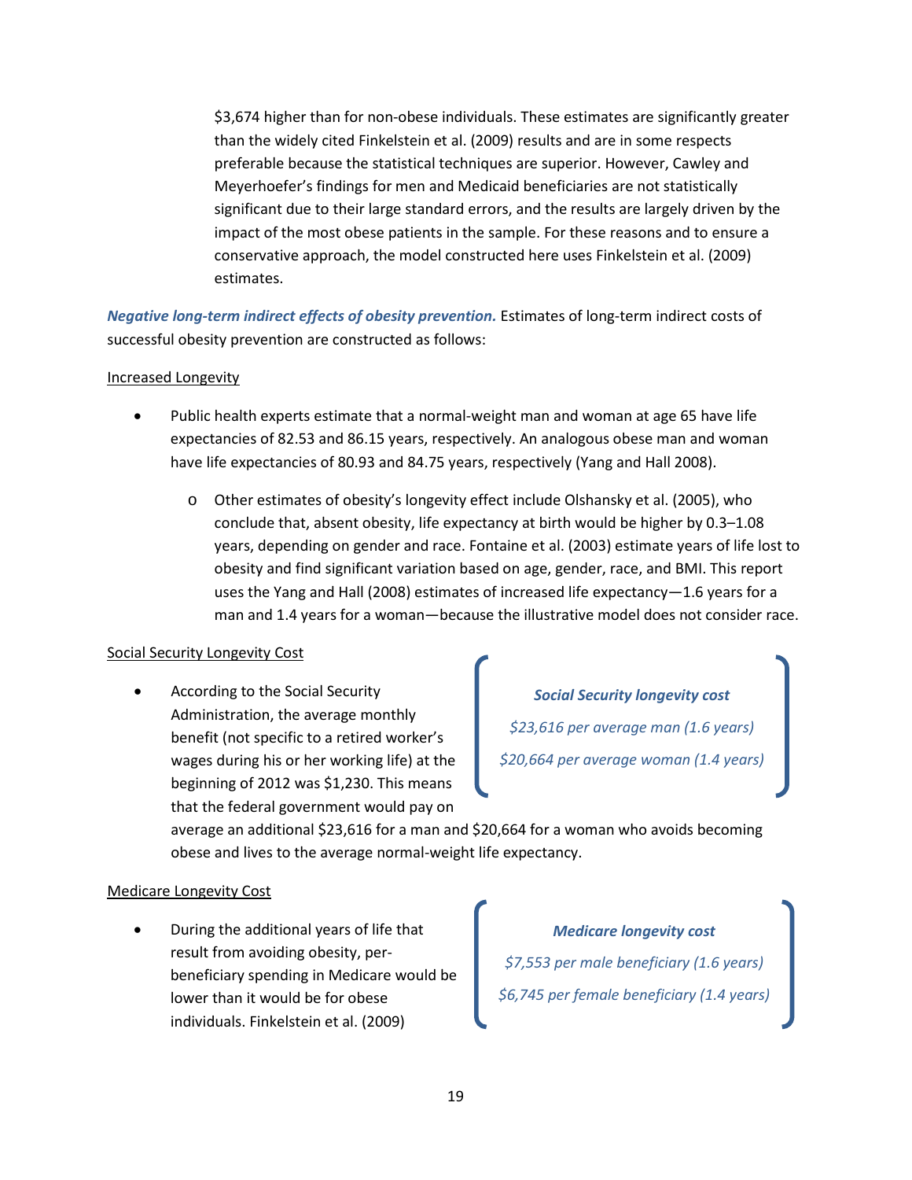$3,674 higher than for non-obese individuals. These estimates are significantly greater than the widely cited Finkelstein et al. (2009) results and are in some respects preferable because the statistical techniques are superior. However, Cawley and Meyerhoefer's findings for men and Medicaid beneficiaries are not statistically significant due to their large standard errors, and the results are largely driven by the impact of the most obese patients in the sample. For these reasons and to ensure a conservative approach, the model constructed here uses Finkelstein et al. (2009) estimates.

***Negative long-term indirect effects of obesity prevention.*** Estimates of long-term indirect costs of successful obesity prevention are constructed as follows:

Increased Longevity

- Public health experts estimate that a normal-weight man and woman at age 65 have life expectancies of 82.53 and 86.15 years, respectively. An analogous obese man and woman have life expectancies of 80.93 and 84.75 years, respectively (Yang and Hall 2008).
  - Other estimates of obesity's longevity effect include Olshansky et al. (2005), who conclude that, absent obesity, life expectancy at birth would be higher by 0.3–1.08 years, depending on gender and race. Fontaine et al. (2003) estimate years of life lost to obesity and find significant variation based on age, gender, race, and BMI. This report uses the Yang and Hall (2008) estimates of increased life expectancy—1.6 years for a man and 1.4 years for a woman—because the illustrative model does not consider race.

Social Security Longevity Cost

- According to the Social Security Administration, the average monthly benefit (not specific to a retired worker's wages during his or her working life) at the beginning of 2012 was $1,230. This means that the federal government would pay on average an additional $23,616 for a man and $20,664 for a woman who avoids becoming obese and lives to the average normal-weight life expectancy.

> ***Social Security longevity cost***
>
> *$23,616 per average man (1.6 years)*
>
> *$20,664 per average woman (1.4 years)*

Medicare Longevity Cost

- During the additional years of life that result from avoiding obesity, per-beneficiary spending in Medicare would be lower than it would be for obese individuals. Finkelstein et al. (2009)

> ***Medicare longevity cost***
>
> *$7,553 per male beneficiary (1.6 years)*
>
> *$6,745 per female beneficiary (1.4 years)*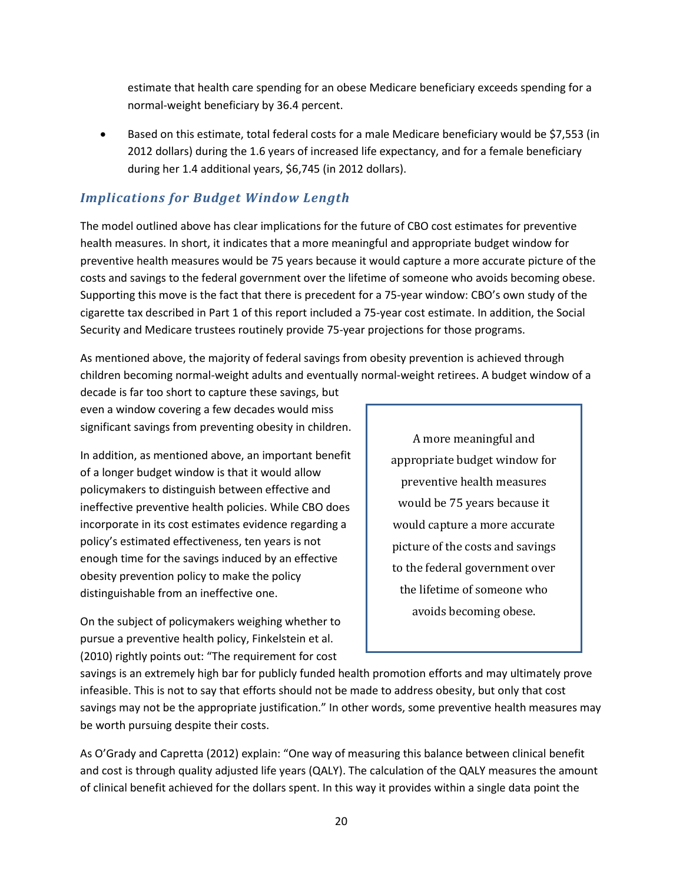estimate that health care spending for an obese Medicare beneficiary exceeds spending for a normal-weight beneficiary by 36.4 percent.

- Based on this estimate, total federal costs for a male Medicare beneficiary would be $7,553 (in 2012 dollars) during the 1.6 years of increased life expectancy, and for a female beneficiary during her 1.4 additional years, $6,745 (in 2012 dollars).

### *Implications for Budget Window Length*

The model outlined above has clear implications for the future of CBO cost estimates for preventive health measures. In short, it indicates that a more meaningful and appropriate budget window for preventive health measures would be 75 years because it would capture a more accurate picture of the costs and savings to the federal government over the lifetime of someone who avoids becoming obese. Supporting this move is the fact that there is precedent for a 75-year window: CBO's own study of the cigarette tax described in Part 1 of this report included a 75-year cost estimate. In addition, the Social Security and Medicare trustees routinely provide 75-year projections for those programs.

As mentioned above, the majority of federal savings from obesity prevention is achieved through children becoming normal-weight adults and eventually normal-weight retirees. A budget window of a decade is far too short to capture these savings, but even a window covering a few decades would miss significant savings from preventing obesity in children.

> A more meaningful and appropriate budget window for preventive health measures would be 75 years because it would capture a more accurate picture of the costs and savings to the federal government over the lifetime of someone who avoids becoming obese.

In addition, as mentioned above, an important benefit of a longer budget window is that it would allow policymakers to distinguish between effective and ineffective preventive health policies. While CBO does incorporate in its cost estimates evidence regarding a policy's estimated effectiveness, ten years is not enough time for the savings induced by an effective obesity prevention policy to make the policy distinguishable from an ineffective one.

On the subject of policymakers weighing whether to pursue a preventive health policy, Finkelstein et al. (2010) rightly points out: "The requirement for cost savings is an extremely high bar for publicly funded health promotion efforts and may ultimately prove infeasible. This is not to say that efforts should not be made to address obesity, but only that cost savings may not be the appropriate justification." In other words, some preventive health measures may be worth pursuing despite their costs.

As O'Grady and Capretta (2012) explain: "One way of measuring this balance between clinical benefit and cost is through quality adjusted life years (QALY). The calculation of the QALY measures the amount of clinical benefit achieved for the dollars spent. In this way it provides within a single data point the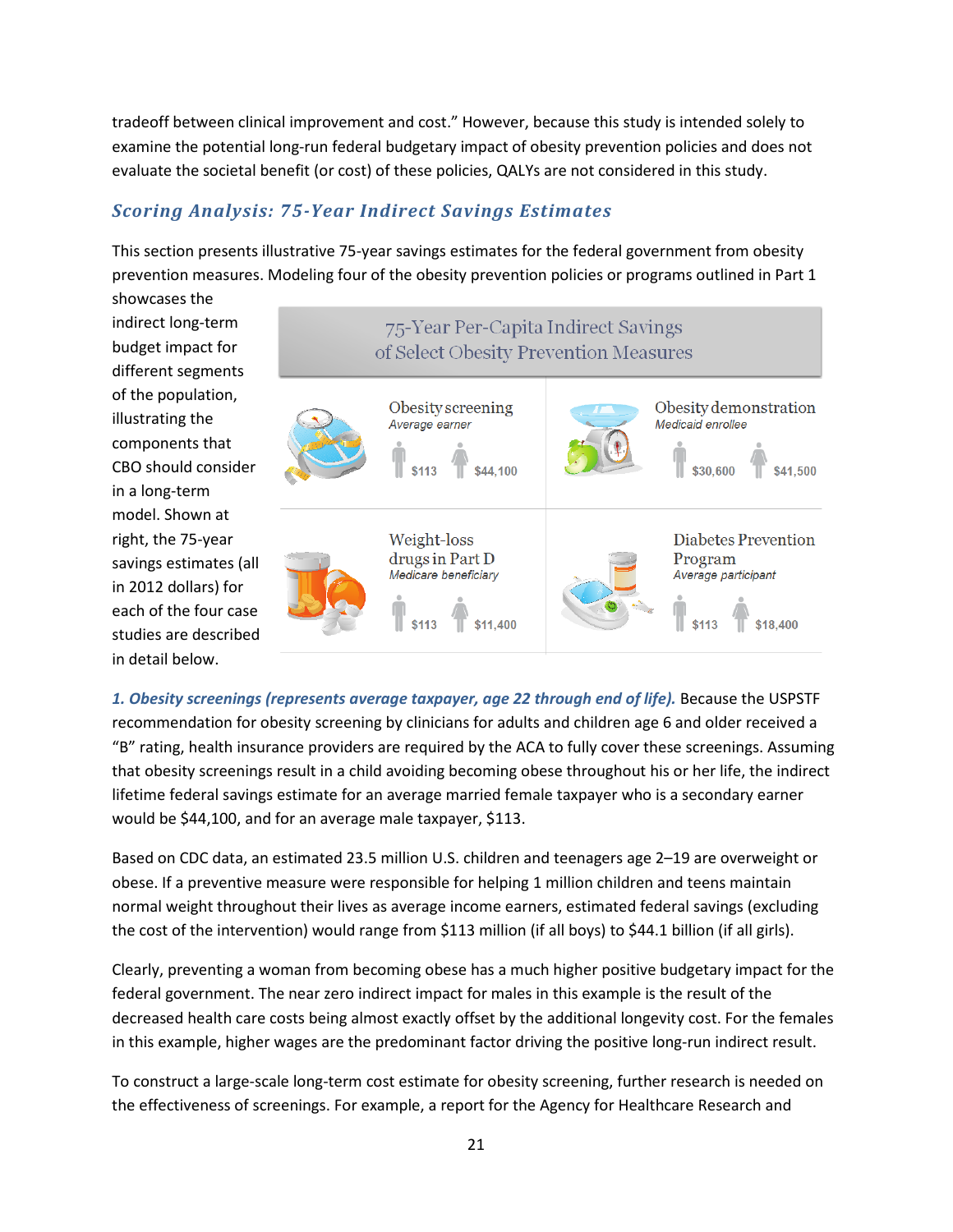tradeoff between clinical improvement and cost." However, because this study is intended solely to examine the potential long-run federal budgetary impact of obesity prevention policies and does not evaluate the societal benefit (or cost) of these policies, QALYs are not considered in this study.

## *Scoring Analysis: 75-Year Indirect Savings Estimates*

This section presents illustrative 75-year savings estimates for the federal government from obesity prevention measures. Modeling four of the obesity prevention policies or programs outlined in Part 1 showcases the indirect long-term budget impact for different segments of the population, illustrating the components that CBO should consider in a long-term model. Shown at right, the 75-year savings estimates (all in 2012 dollars) for each of the four case studies are described in detail below.

**75-Year Per-Capita Indirect Savings of Select Obesity Prevention Measures**

| Measure | Population | Male | Female |
| --- | --- | --- | --- |
| Obesity screening | *Average earner* | $113 | $44,100 |
| Obesity demonstration | *Medicaid enrollee* | $30,600 | $41,500 |
| Weight-loss drugs in Part D | *Medicare beneficiary* | $113 | $11,400 |
| Diabetes Prevention Program | *Average participant* | $113 | $18,400 |

***1. Obesity screenings (represents average taxpayer, age 22 through end of life).*** Because the USPSTF recommendation for obesity screening by clinicians for adults and children age 6 and older received a "B" rating, health insurance providers are required by the ACA to fully cover these screenings. Assuming that obesity screenings result in a child avoiding becoming obese throughout his or her life, the indirect lifetime federal savings estimate for an average married female taxpayer who is a secondary earner would be $44,100, and for an average male taxpayer, $113.

Based on CDC data, an estimated 23.5 million U.S. children and teenagers age 2–19 are overweight or obese. If a preventive measure were responsible for helping 1 million children and teens maintain normal weight throughout their lives as average income earners, estimated federal savings (excluding the cost of the intervention) would range from $113 million (if all boys) to $44.1 billion (if all girls).

Clearly, preventing a woman from becoming obese has a much higher positive budgetary impact for the federal government. The near zero indirect impact for males in this example is the result of the decreased health care costs being almost exactly offset by the additional longevity cost. For the females in this example, higher wages are the predominant factor driving the positive long-run indirect result.

To construct a large-scale long-term cost estimate for obesity screening, further research is needed on the effectiveness of screenings. For example, a report for the Agency for Healthcare Research and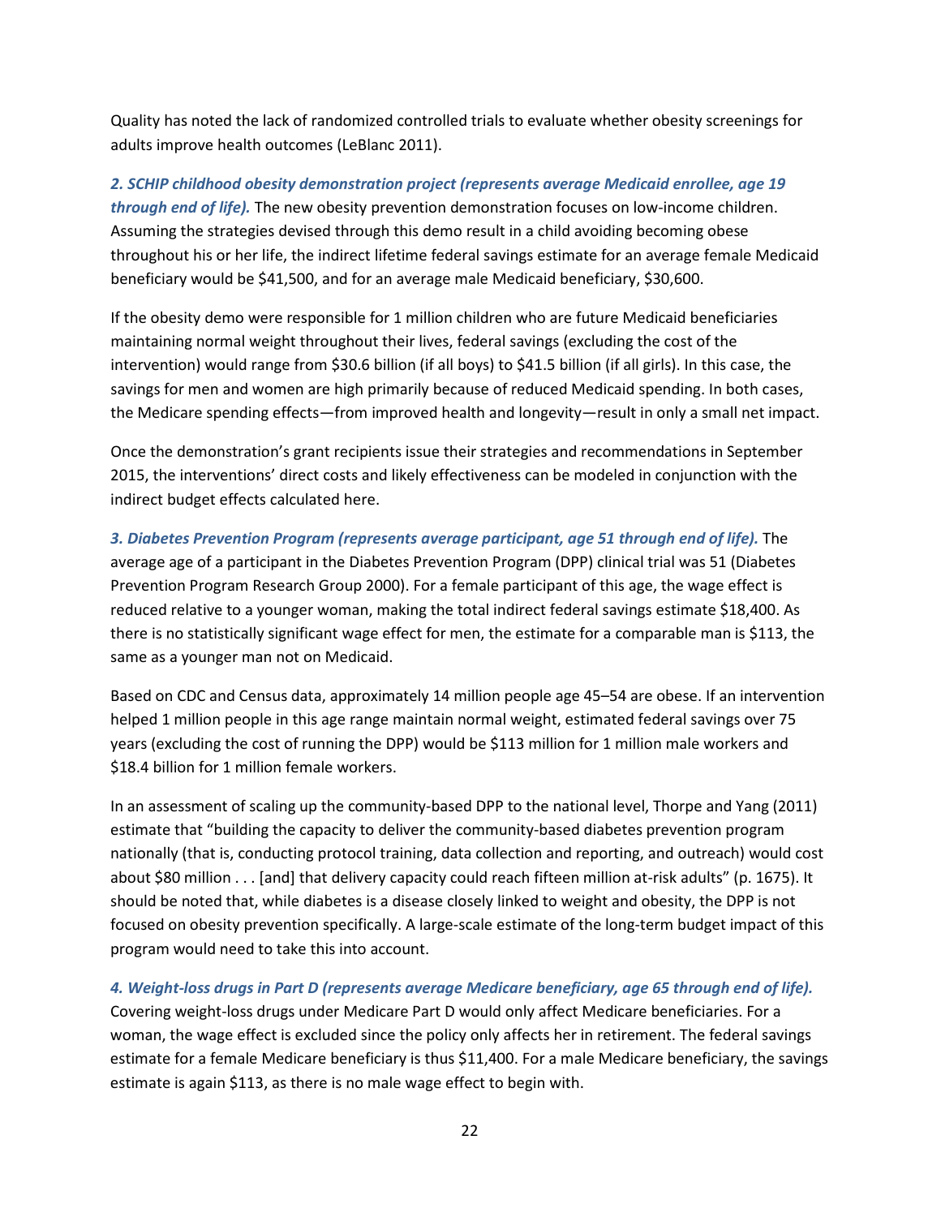Quality has noted the lack of randomized controlled trials to evaluate whether obesity screenings for adults improve health outcomes (LeBlanc 2011).

***2. SCHIP childhood obesity demonstration project (represents average Medicaid enrollee, age 19 through end of life).*** The new obesity prevention demonstration focuses on low-income children. Assuming the strategies devised through this demo result in a child avoiding becoming obese throughout his or her life, the indirect lifetime federal savings estimate for an average female Medicaid beneficiary would be $41,500, and for an average male Medicaid beneficiary, $30,600.

If the obesity demo were responsible for 1 million children who are future Medicaid beneficiaries maintaining normal weight throughout their lives, federal savings (excluding the cost of the intervention) would range from $30.6 billion (if all boys) to $41.5 billion (if all girls). In this case, the savings for men and women are high primarily because of reduced Medicaid spending. In both cases, the Medicare spending effects—from improved health and longevity—result in only a small net impact.

Once the demonstration's grant recipients issue their strategies and recommendations in September 2015, the interventions' direct costs and likely effectiveness can be modeled in conjunction with the indirect budget effects calculated here.

***3. Diabetes Prevention Program (represents average participant, age 51 through end of life).*** The average age of a participant in the Diabetes Prevention Program (DPP) clinical trial was 51 (Diabetes Prevention Program Research Group 2000). For a female participant of this age, the wage effect is reduced relative to a younger woman, making the total indirect federal savings estimate $18,400. As there is no statistically significant wage effect for men, the estimate for a comparable man is $113, the same as a younger man not on Medicaid.

Based on CDC and Census data, approximately 14 million people age 45–54 are obese. If an intervention helped 1 million people in this age range maintain normal weight, estimated federal savings over 75 years (excluding the cost of running the DPP) would be $113 million for 1 million male workers and $18.4 billion for 1 million female workers.

In an assessment of scaling up the community-based DPP to the national level, Thorpe and Yang (2011) estimate that "building the capacity to deliver the community-based diabetes prevention program nationally (that is, conducting protocol training, data collection and reporting, and outreach) would cost about $80 million . . . [and] that delivery capacity could reach fifteen million at-risk adults" (p. 1675). It should be noted that, while diabetes is a disease closely linked to weight and obesity, the DPP is not focused on obesity prevention specifically. A large-scale estimate of the long-term budget impact of this program would need to take this into account.

***4. Weight-loss drugs in Part D (represents average Medicare beneficiary, age 65 through end of life).*** Covering weight-loss drugs under Medicare Part D would only affect Medicare beneficiaries. For a woman, the wage effect is excluded since the policy only affects her in retirement. The federal savings estimate for a female Medicare beneficiary is thus $11,400. For a male Medicare beneficiary, the savings estimate is again $113, as there is no male wage effect to begin with.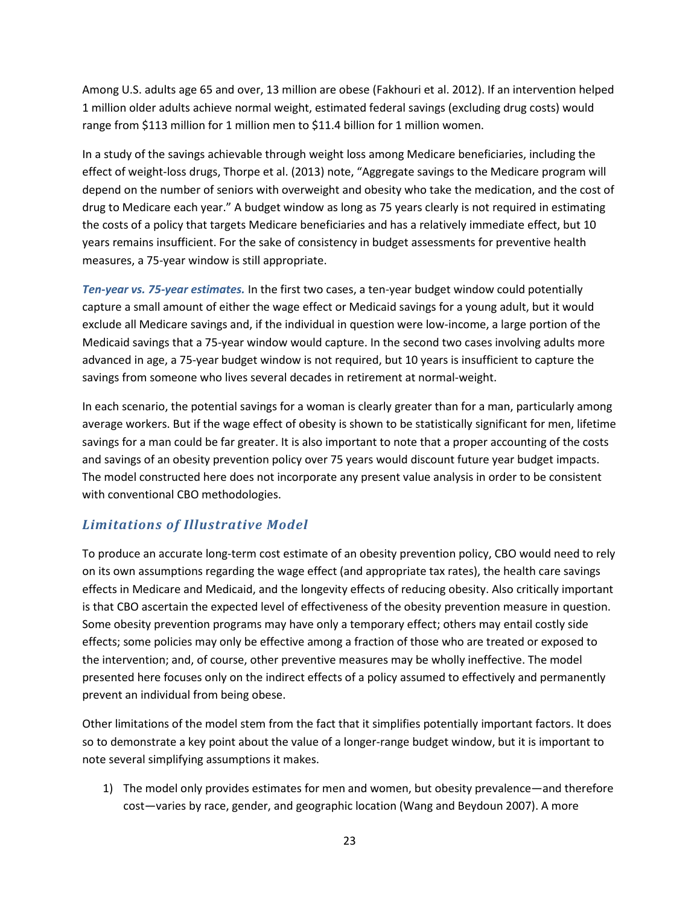Among U.S. adults age 65 and over, 13 million are obese (Fakhouri et al. 2012). If an intervention helped 1 million older adults achieve normal weight, estimated federal savings (excluding drug costs) would range from $113 million for 1 million men to $11.4 billion for 1 million women.

In a study of the savings achievable through weight loss among Medicare beneficiaries, including the effect of weight-loss drugs, Thorpe et al. (2013) note, "Aggregate savings to the Medicare program will depend on the number of seniors with overweight and obesity who take the medication, and the cost of drug to Medicare each year." A budget window as long as 75 years clearly is not required in estimating the costs of a policy that targets Medicare beneficiaries and has a relatively immediate effect, but 10 years remains insufficient. For the sake of consistency in budget assessments for preventive health measures, a 75-year window is still appropriate.

***Ten-year vs. 75-year estimates.*** In the first two cases, a ten-year budget window could potentially capture a small amount of either the wage effect or Medicaid savings for a young adult, but it would exclude all Medicare savings and, if the individual in question were low-income, a large portion of the Medicaid savings that a 75-year window would capture. In the second two cases involving adults more advanced in age, a 75-year budget window is not required, but 10 years is insufficient to capture the savings from someone who lives several decades in retirement at normal-weight.

In each scenario, the potential savings for a woman is clearly greater than for a man, particularly among average workers. But if the wage effect of obesity is shown to be statistically significant for men, lifetime savings for a man could be far greater. It is also important to note that a proper accounting of the costs and savings of an obesity prevention policy over 75 years would discount future year budget impacts. The model constructed here does not incorporate any present value analysis in order to be consistent with conventional CBO methodologies.

## *Limitations of Illustrative Model*

To produce an accurate long-term cost estimate of an obesity prevention policy, CBO would need to rely on its own assumptions regarding the wage effect (and appropriate tax rates), the health care savings effects in Medicare and Medicaid, and the longevity effects of reducing obesity. Also critically important is that CBO ascertain the expected level of effectiveness of the obesity prevention measure in question. Some obesity prevention programs may have only a temporary effect; others may entail costly side effects; some policies may only be effective among a fraction of those who are treated or exposed to the intervention; and, of course, other preventive measures may be wholly ineffective. The model presented here focuses only on the indirect effects of a policy assumed to effectively and permanently prevent an individual from being obese.

Other limitations of the model stem from the fact that it simplifies potentially important factors. It does so to demonstrate a key point about the value of a longer-range budget window, but it is important to note several simplifying assumptions it makes.

1) The model only provides estimates for men and women, but obesity prevalence—and therefore cost—varies by race, gender, and geographic location (Wang and Beydoun 2007). A more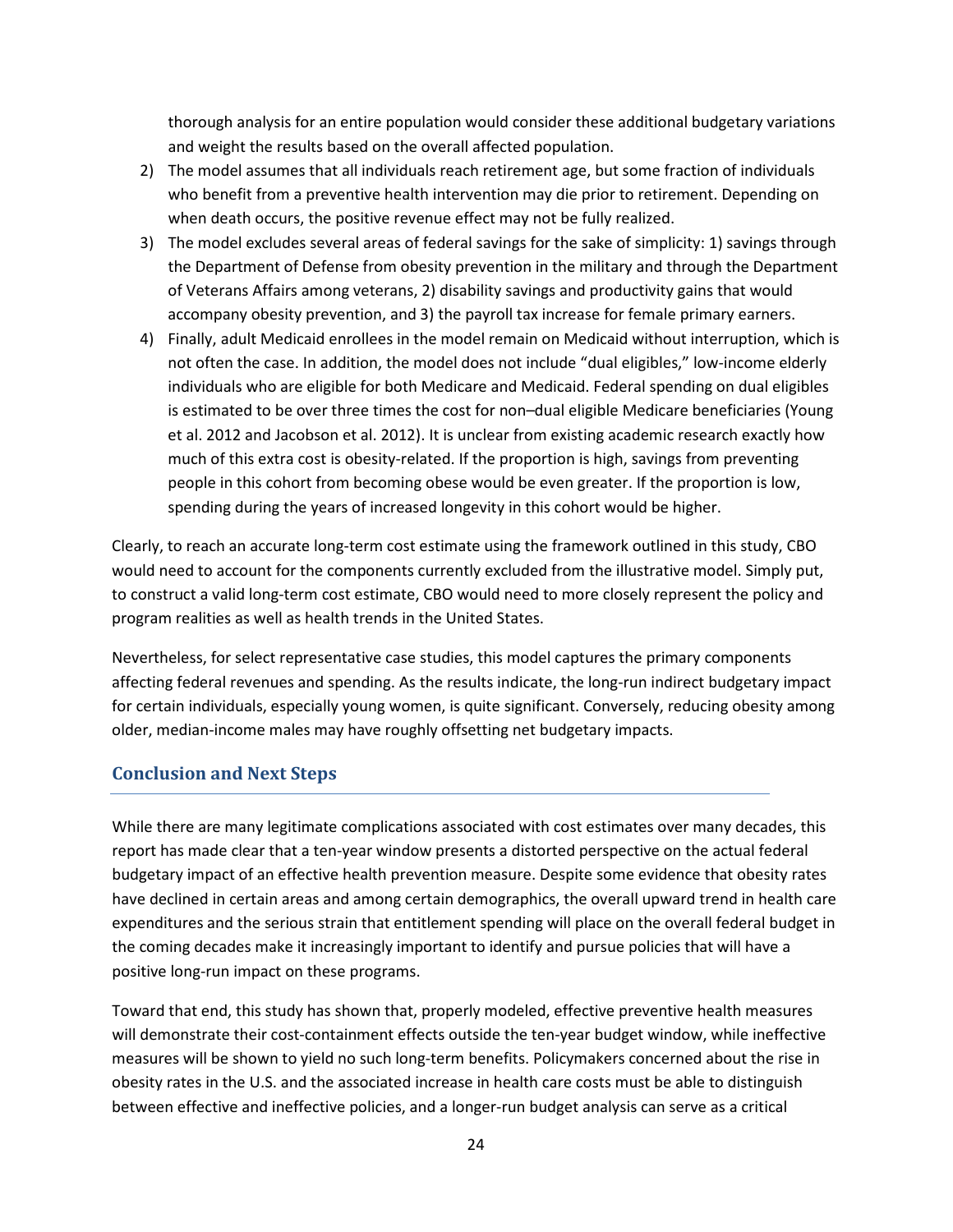thorough analysis for an entire population would consider these additional budgetary variations and weight the results based on the overall affected population.

2) The model assumes that all individuals reach retirement age, but some fraction of individuals who benefit from a preventive health intervention may die prior to retirement. Depending on when death occurs, the positive revenue effect may not be fully realized.
3) The model excludes several areas of federal savings for the sake of simplicity: 1) savings through the Department of Defense from obesity prevention in the military and through the Department of Veterans Affairs among veterans, 2) disability savings and productivity gains that would accompany obesity prevention, and 3) the payroll tax increase for female primary earners.
4) Finally, adult Medicaid enrollees in the model remain on Medicaid without interruption, which is not often the case. In addition, the model does not include "dual eligibles," low-income elderly individuals who are eligible for both Medicare and Medicaid. Federal spending on dual eligibles is estimated to be over three times the cost for non–dual eligible Medicare beneficiaries (Young et al. 2012 and Jacobson et al. 2012). It is unclear from existing academic research exactly how much of this extra cost is obesity-related. If the proportion is high, savings from preventing people in this cohort from becoming obese would be even greater. If the proportion is low, spending during the years of increased longevity in this cohort would be higher.

Clearly, to reach an accurate long-term cost estimate using the framework outlined in this study, CBO would need to account for the components currently excluded from the illustrative model. Simply put, to construct a valid long-term cost estimate, CBO would need to more closely represent the policy and program realities as well as health trends in the United States.

Nevertheless, for select representative case studies, this model captures the primary components affecting federal revenues and spending. As the results indicate, the long-run indirect budgetary impact for certain individuals, especially young women, is quite significant. Conversely, reducing obesity among older, median-income males may have roughly offsetting net budgetary impacts.

## Conclusion and Next Steps

While there are many legitimate complications associated with cost estimates over many decades, this report has made clear that a ten-year window presents a distorted perspective on the actual federal budgetary impact of an effective health prevention measure. Despite some evidence that obesity rates have declined in certain areas and among certain demographics, the overall upward trend in health care expenditures and the serious strain that entitlement spending will place on the overall federal budget in the coming decades make it increasingly important to identify and pursue policies that will have a positive long-run impact on these programs.

Toward that end, this study has shown that, properly modeled, effective preventive health measures will demonstrate their cost-containment effects outside the ten-year budget window, while ineffective measures will be shown to yield no such long-term benefits. Policymakers concerned about the rise in obesity rates in the U.S. and the associated increase in health care costs must be able to distinguish between effective and ineffective policies, and a longer-run budget analysis can serve as a critical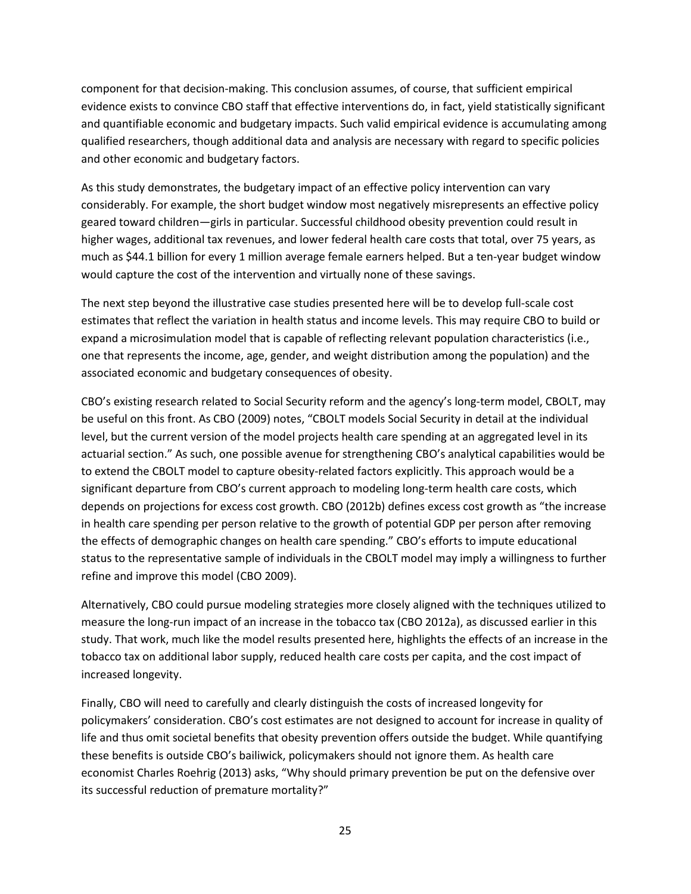component for that decision-making. This conclusion assumes, of course, that sufficient empirical evidence exists to convince CBO staff that effective interventions do, in fact, yield statistically significant and quantifiable economic and budgetary impacts. Such valid empirical evidence is accumulating among qualified researchers, though additional data and analysis are necessary with regard to specific policies and other economic and budgetary factors.

As this study demonstrates, the budgetary impact of an effective policy intervention can vary considerably. For example, the short budget window most negatively misrepresents an effective policy geared toward children—girls in particular. Successful childhood obesity prevention could result in higher wages, additional tax revenues, and lower federal health care costs that total, over 75 years, as much as $44.1 billion for every 1 million average female earners helped. But a ten-year budget window would capture the cost of the intervention and virtually none of these savings.

The next step beyond the illustrative case studies presented here will be to develop full-scale cost estimates that reflect the variation in health status and income levels. This may require CBO to build or expand a microsimulation model that is capable of reflecting relevant population characteristics (i.e., one that represents the income, age, gender, and weight distribution among the population) and the associated economic and budgetary consequences of obesity.

CBO's existing research related to Social Security reform and the agency's long-term model, CBOLT, may be useful on this front. As CBO (2009) notes, "CBOLT models Social Security in detail at the individual level, but the current version of the model projects health care spending at an aggregated level in its actuarial section." As such, one possible avenue for strengthening CBO's analytical capabilities would be to extend the CBOLT model to capture obesity-related factors explicitly. This approach would be a significant departure from CBO's current approach to modeling long-term health care costs, which depends on projections for excess cost growth. CBO (2012b) defines excess cost growth as "the increase in health care spending per person relative to the growth of potential GDP per person after removing the effects of demographic changes on health care spending." CBO's efforts to impute educational status to the representative sample of individuals in the CBOLT model may imply a willingness to further refine and improve this model (CBO 2009).

Alternatively, CBO could pursue modeling strategies more closely aligned with the techniques utilized to measure the long-run impact of an increase in the tobacco tax (CBO 2012a), as discussed earlier in this study. That work, much like the model results presented here, highlights the effects of an increase in the tobacco tax on additional labor supply, reduced health care costs per capita, and the cost impact of increased longevity.

Finally, CBO will need to carefully and clearly distinguish the costs of increased longevity for policymakers' consideration. CBO's cost estimates are not designed to account for increase in quality of life and thus omit societal benefits that obesity prevention offers outside the budget. While quantifying these benefits is outside CBO's bailiwick, policymakers should not ignore them. As health care economist Charles Roehrig (2013) asks, "Why should primary prevention be put on the defensive over its successful reduction of premature mortality?"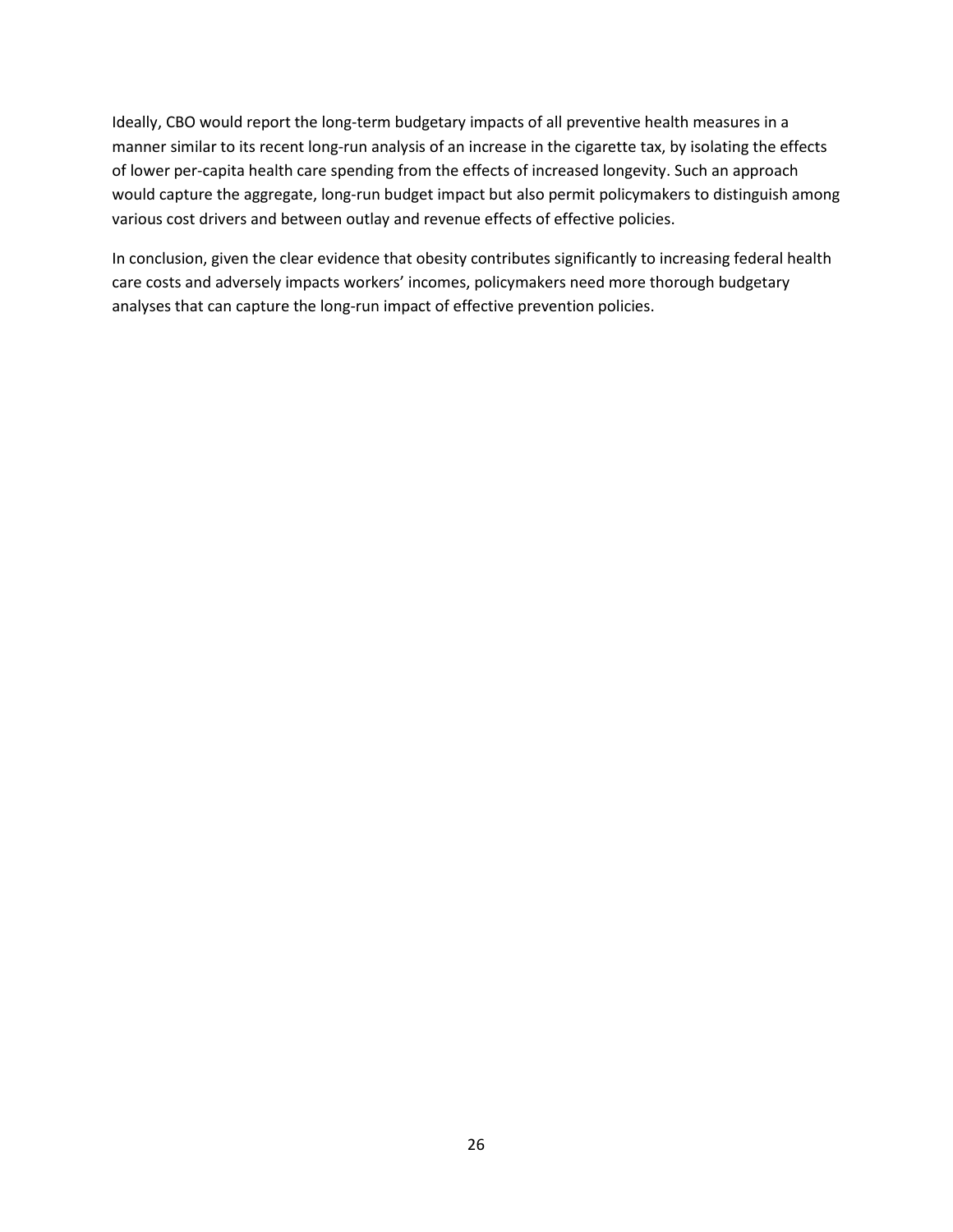Ideally, CBO would report the long-term budgetary impacts of all preventive health measures in a manner similar to its recent long-run analysis of an increase in the cigarette tax, by isolating the effects of lower per-capita health care spending from the effects of increased longevity. Such an approach would capture the aggregate, long-run budget impact but also permit policymakers to distinguish among various cost drivers and between outlay and revenue effects of effective policies.

In conclusion, given the clear evidence that obesity contributes significantly to increasing federal health care costs and adversely impacts workers' incomes, policymakers need more thorough budgetary analyses that can capture the long-run impact of effective prevention policies.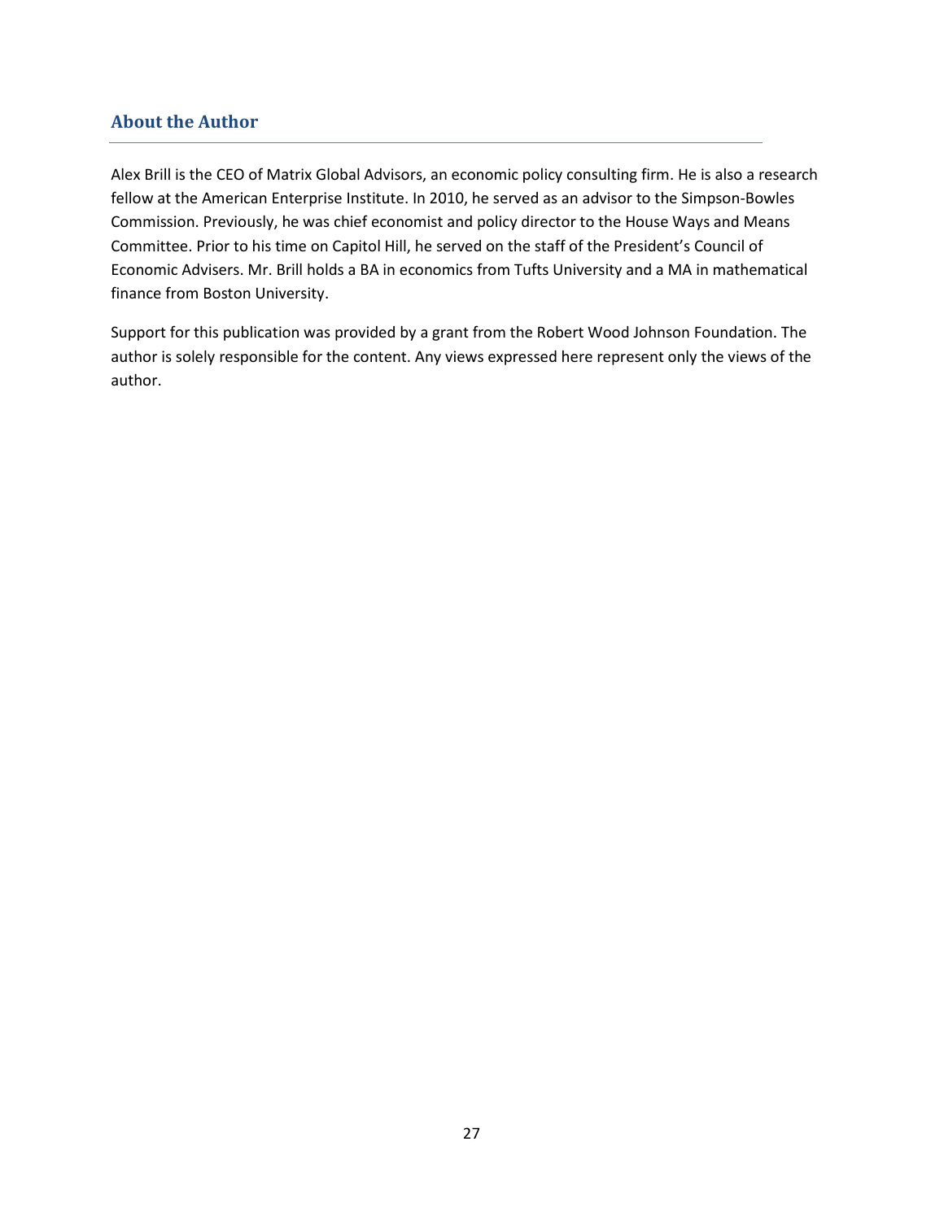## About the Author

Alex Brill is the CEO of Matrix Global Advisors, an economic policy consulting firm. He is also a research fellow at the American Enterprise Institute. In 2010, he served as an advisor to the Simpson-Bowles Commission. Previously, he was chief economist and policy director to the House Ways and Means Committee. Prior to his time on Capitol Hill, he served on the staff of the President's Council of Economic Advisers. Mr. Brill holds a BA in economics from Tufts University and a MA in mathematical finance from Boston University.

Support for this publication was provided by a grant from the Robert Wood Johnson Foundation. The author is solely responsible for the content. Any views expressed here represent only the views of the author.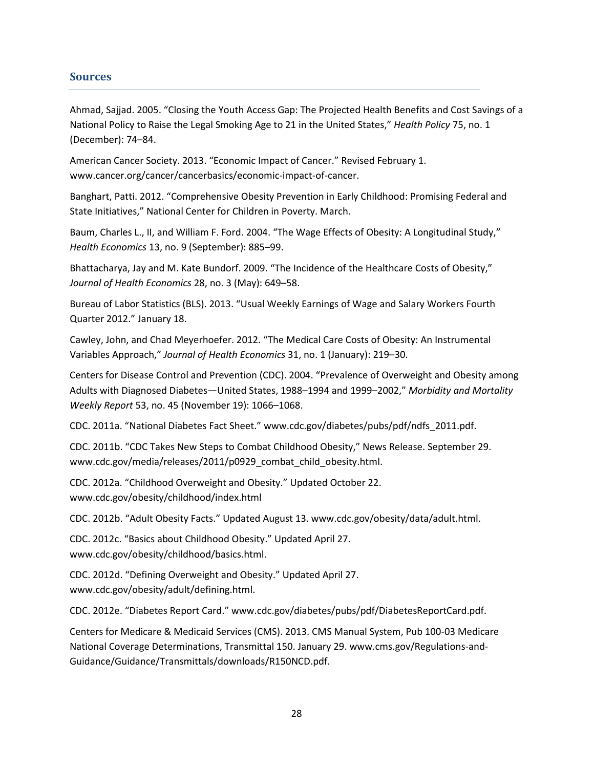## Sources

Ahmad, Sajjad. 2005. "Closing the Youth Access Gap: The Projected Health Benefits and Cost Savings of a National Policy to Raise the Legal Smoking Age to 21 in the United States," *Health Policy* 75, no. 1 (December): 74–84.

American Cancer Society. 2013. "Economic Impact of Cancer." Revised February 1. www.cancer.org/cancer/cancerbasics/economic-impact-of-cancer.

Banghart, Patti. 2012. "Comprehensive Obesity Prevention in Early Childhood: Promising Federal and State Initiatives," National Center for Children in Poverty. March.

Baum, Charles L., II, and William F. Ford. 2004. "The Wage Effects of Obesity: A Longitudinal Study," *Health Economics* 13, no. 9 (September): 885–99.

Bhattacharya, Jay and M. Kate Bundorf. 2009. "The Incidence of the Healthcare Costs of Obesity," *Journal of Health Economics* 28, no. 3 (May): 649–58.

Bureau of Labor Statistics (BLS). 2013. "Usual Weekly Earnings of Wage and Salary Workers Fourth Quarter 2012." January 18.

Cawley, John, and Chad Meyerhoefer. 2012. "The Medical Care Costs of Obesity: An Instrumental Variables Approach," *Journal of Health Economics* 31, no. 1 (January): 219–30.

Centers for Disease Control and Prevention (CDC). 2004. "Prevalence of Overweight and Obesity among Adults with Diagnosed Diabetes—United States, 1988–1994 and 1999–2002," *Morbidity and Mortality Weekly Report* 53, no. 45 (November 19): 1066–1068.

CDC. 2011a. "National Diabetes Fact Sheet." www.cdc.gov/diabetes/pubs/pdf/ndfs_2011.pdf.

CDC. 2011b. "CDC Takes New Steps to Combat Childhood Obesity," News Release. September 29. www.cdc.gov/media/releases/2011/p0929_combat_child_obesity.html.

CDC. 2012a. "Childhood Overweight and Obesity." Updated October 22. www.cdc.gov/obesity/childhood/index.html

CDC. 2012b. "Adult Obesity Facts." Updated August 13. www.cdc.gov/obesity/data/adult.html.

CDC. 2012c. "Basics about Childhood Obesity." Updated April 27. www.cdc.gov/obesity/childhood/basics.html.

CDC. 2012d. "Defining Overweight and Obesity." Updated April 27. www.cdc.gov/obesity/adult/defining.html.

CDC. 2012e. "Diabetes Report Card." www.cdc.gov/diabetes/pubs/pdf/DiabetesReportCard.pdf.

Centers for Medicare & Medicaid Services (CMS). 2013. CMS Manual System, Pub 100-03 Medicare National Coverage Determinations, Transmittal 150. January 29. www.cms.gov/Regulations-and-Guidance/Guidance/Transmittals/downloads/R150NCD.pdf.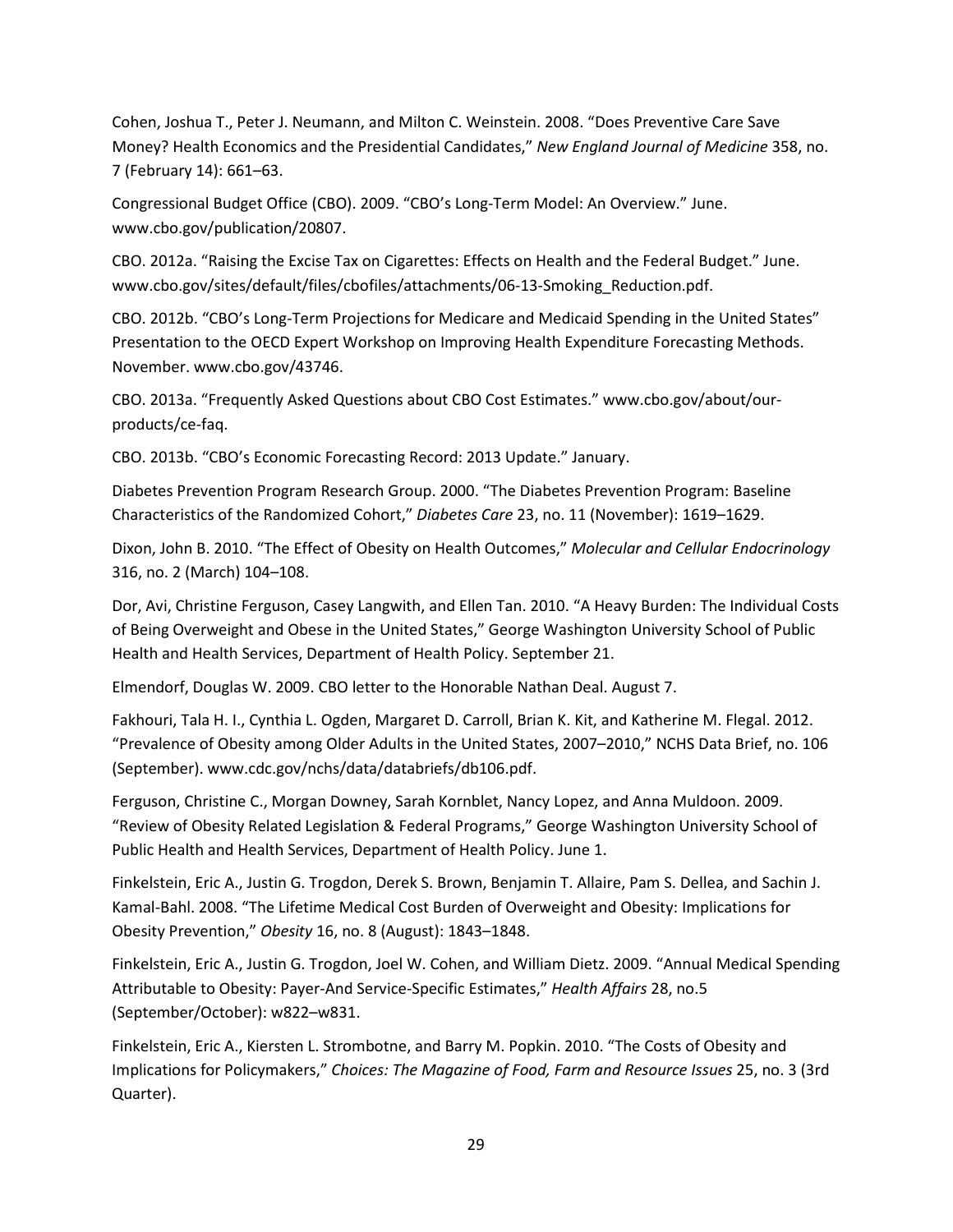Cohen, Joshua T., Peter J. Neumann, and Milton C. Weinstein. 2008. "Does Preventive Care Save Money? Health Economics and the Presidential Candidates," *New England Journal of Medicine* 358, no. 7 (February 14): 661–63.

Congressional Budget Office (CBO). 2009. "CBO's Long-Term Model: An Overview." June. www.cbo.gov/publication/20807.

CBO. 2012a. "Raising the Excise Tax on Cigarettes: Effects on Health and the Federal Budget." June. www.cbo.gov/sites/default/files/cbofiles/attachments/06-13-Smoking_Reduction.pdf.

CBO. 2012b. "CBO's Long-Term Projections for Medicare and Medicaid Spending in the United States" Presentation to the OECD Expert Workshop on Improving Health Expenditure Forecasting Methods. November. www.cbo.gov/43746.

CBO. 2013a. "Frequently Asked Questions about CBO Cost Estimates." www.cbo.gov/about/our-products/ce-faq.

CBO. 2013b. "CBO's Economic Forecasting Record: 2013 Update." January.

Diabetes Prevention Program Research Group. 2000. "The Diabetes Prevention Program: Baseline Characteristics of the Randomized Cohort," *Diabetes Care* 23, no. 11 (November): 1619–1629.

Dixon, John B. 2010. "The Effect of Obesity on Health Outcomes," *Molecular and Cellular Endocrinology* 316, no. 2 (March) 104–108.

Dor, Avi, Christine Ferguson, Casey Langwith, and Ellen Tan. 2010. "A Heavy Burden: The Individual Costs of Being Overweight and Obese in the United States," George Washington University School of Public Health and Health Services, Department of Health Policy. September 21.

Elmendorf, Douglas W. 2009. CBO letter to the Honorable Nathan Deal. August 7.

Fakhouri, Tala H. I., Cynthia L. Ogden, Margaret D. Carroll, Brian K. Kit, and Katherine M. Flegal. 2012. "Prevalence of Obesity among Older Adults in the United States, 2007–2010," NCHS Data Brief, no. 106 (September). www.cdc.gov/nchs/data/databriefs/db106.pdf.

Ferguson, Christine C., Morgan Downey, Sarah Kornblet, Nancy Lopez, and Anna Muldoon. 2009. "Review of Obesity Related Legislation & Federal Programs," George Washington University School of Public Health and Health Services, Department of Health Policy. June 1.

Finkelstein, Eric A., Justin G. Trogdon, Derek S. Brown, Benjamin T. Allaire, Pam S. Dellea, and Sachin J. Kamal-Bahl. 2008. "The Lifetime Medical Cost Burden of Overweight and Obesity: Implications for Obesity Prevention," *Obesity* 16, no. 8 (August): 1843–1848.

Finkelstein, Eric A., Justin G. Trogdon, Joel W. Cohen, and William Dietz. 2009. "Annual Medical Spending Attributable to Obesity: Payer-And Service-Specific Estimates," *Health Affairs* 28, no.5 (September/October): w822–w831.

Finkelstein, Eric A., Kiersten L. Strombotne, and Barry M. Popkin. 2010. "The Costs of Obesity and Implications for Policymakers," *Choices: The Magazine of Food, Farm and Resource Issues* 25, no. 3 (3rd Quarter).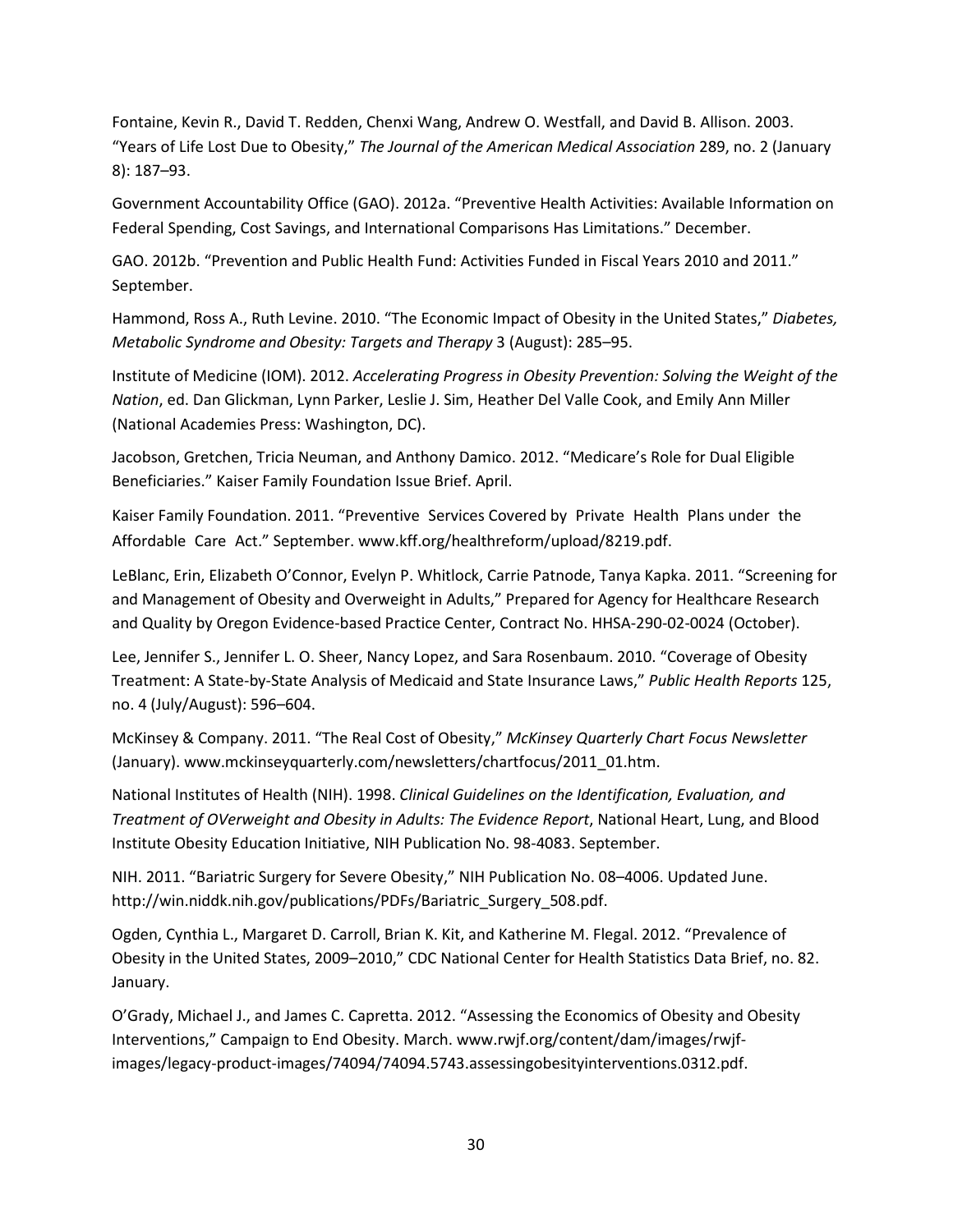Fontaine, Kevin R., David T. Redden, Chenxi Wang, Andrew O. Westfall, and David B. Allison. 2003. “Years of Life Lost Due to Obesity,” *The Journal of the American Medical Association* 289, no. 2 (January 8): 187–93.

Government Accountability Office (GAO). 2012a. “Preventive Health Activities: Available Information on Federal Spending, Cost Savings, and International Comparisons Has Limitations.” December.

GAO. 2012b. “Prevention and Public Health Fund: Activities Funded in Fiscal Years 2010 and 2011.” September.

Hammond, Ross A., Ruth Levine. 2010. “The Economic Impact of Obesity in the United States,” *Diabetes, Metabolic Syndrome and Obesity: Targets and Therapy* 3 (August): 285–95.

Institute of Medicine (IOM). 2012. *Accelerating Progress in Obesity Prevention: Solving the Weight of the Nation*, ed. Dan Glickman, Lynn Parker, Leslie J. Sim, Heather Del Valle Cook, and Emily Ann Miller (National Academies Press: Washington, DC).

Jacobson, Gretchen, Tricia Neuman, and Anthony Damico. 2012. “Medicare’s Role for Dual Eligible Beneficiaries.” Kaiser Family Foundation Issue Brief. April.

Kaiser Family Foundation. 2011. “Preventive Services Covered by Private Health Plans under the Affordable Care Act.” September. www.kff.org/healthreform/upload/8219.pdf.

LeBlanc, Erin, Elizabeth O’Connor, Evelyn P. Whitlock, Carrie Patnode, Tanya Kapka. 2011. “Screening for and Management of Obesity and Overweight in Adults,” Prepared for Agency for Healthcare Research and Quality by Oregon Evidence-based Practice Center, Contract No. HHSA-290-02-0024 (October).

Lee, Jennifer S., Jennifer L. O. Sheer, Nancy Lopez, and Sara Rosenbaum. 2010. “Coverage of Obesity Treatment: A State-by-State Analysis of Medicaid and State Insurance Laws,” *Public Health Reports* 125, no. 4 (July/August): 596–604.

McKinsey & Company. 2011. “The Real Cost of Obesity,” *McKinsey Quarterly Chart Focus Newsletter* (January). www.mckinseyquarterly.com/newsletters/chartfocus/2011_01.htm.

National Institutes of Health (NIH). 1998. *Clinical Guidelines on the Identification, Evaluation, and Treatment of OVerweight and Obesity in Adults: The Evidence Report*, National Heart, Lung, and Blood Institute Obesity Education Initiative, NIH Publication No. 98-4083. September.

NIH. 2011. “Bariatric Surgery for Severe Obesity,” NIH Publication No. 08–4006. Updated June. http://win.niddk.nih.gov/publications/PDFs/Bariatric_Surgery_508.pdf.

Ogden, Cynthia L., Margaret D. Carroll, Brian K. Kit, and Katherine M. Flegal. 2012. “Prevalence of Obesity in the United States, 2009–2010,” CDC National Center for Health Statistics Data Brief, no. 82. January.

O’Grady, Michael J., and James C. Capretta. 2012. “Assessing the Economics of Obesity and Obesity Interventions,” Campaign to End Obesity. March. www.rwjf.org/content/dam/images/rwjf-images/legacy-product-images/74094/74094.5743.assessingobesityinterventions.0312.pdf.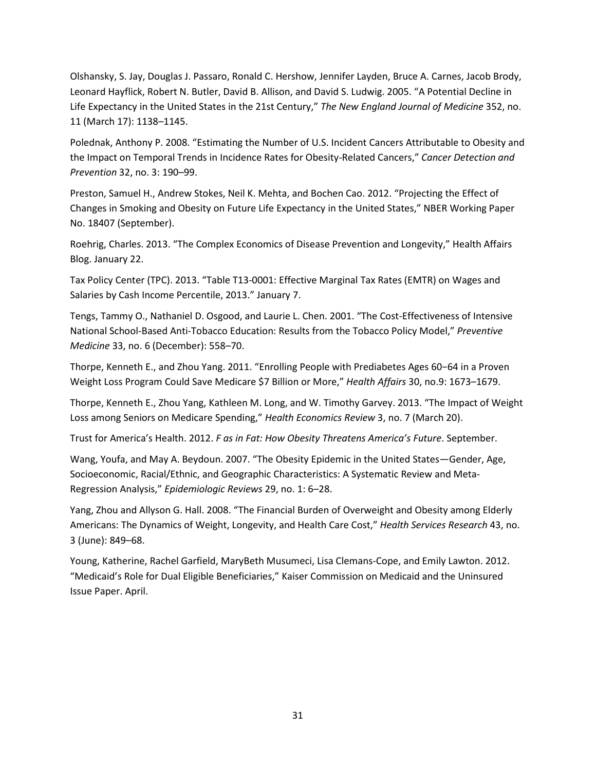Olshansky, S. Jay, Douglas J. Passaro, Ronald C. Hershow, Jennifer Layden, Bruce A. Carnes, Jacob Brody, Leonard Hayflick, Robert N. Butler, David B. Allison, and David S. Ludwig. 2005. "A Potential Decline in Life Expectancy in the United States in the 21st Century," *The New England Journal of Medicine* 352, no. 11 (March 17): 1138–1145.

Polednak, Anthony P. 2008. "Estimating the Number of U.S. Incident Cancers Attributable to Obesity and the Impact on Temporal Trends in Incidence Rates for Obesity-Related Cancers," *Cancer Detection and Prevention* 32, no. 3: 190–99.

Preston, Samuel H., Andrew Stokes, Neil K. Mehta, and Bochen Cao. 2012. "Projecting the Effect of Changes in Smoking and Obesity on Future Life Expectancy in the United States," NBER Working Paper No. 18407 (September).

Roehrig, Charles. 2013. "The Complex Economics of Disease Prevention and Longevity," Health Affairs Blog. January 22.

Tax Policy Center (TPC). 2013. "Table T13-0001: Effective Marginal Tax Rates (EMTR) on Wages and Salaries by Cash Income Percentile, 2013." January 7.

Tengs, Tammy O., Nathaniel D. Osgood, and Laurie L. Chen. 2001. "The Cost-Effectiveness of Intensive National School-Based Anti-Tobacco Education: Results from the Tobacco Policy Model," *Preventive Medicine* 33, no. 6 (December): 558–70.

Thorpe, Kenneth E., and Zhou Yang. 2011. "Enrolling People with Prediabetes Ages 60−64 in a Proven Weight Loss Program Could Save Medicare $7 Billion or More," *Health Affairs* 30, no.9: 1673–1679.

Thorpe, Kenneth E., Zhou Yang, Kathleen M. Long, and W. Timothy Garvey. 2013. "The Impact of Weight Loss among Seniors on Medicare Spending," *Health Economics Review* 3, no. 7 (March 20).

Trust for America's Health. 2012. *F as in Fat: How Obesity Threatens America's Future*. September.

Wang, Youfa, and May A. Beydoun. 2007. "The Obesity Epidemic in the United States—Gender, Age, Socioeconomic, Racial/Ethnic, and Geographic Characteristics: A Systematic Review and Meta-Regression Analysis," *Epidemiologic Reviews* 29, no. 1: 6–28.

Yang, Zhou and Allyson G. Hall. 2008. "The Financial Burden of Overweight and Obesity among Elderly Americans: The Dynamics of Weight, Longevity, and Health Care Cost," *Health Services Research* 43, no. 3 (June): 849–68.

Young, Katherine, Rachel Garfield, MaryBeth Musumeci, Lisa Clemans-Cope, and Emily Lawton. 2012. "Medicaid's Role for Dual Eligible Beneficiaries," Kaiser Commission on Medicaid and the Uninsured Issue Paper. April.